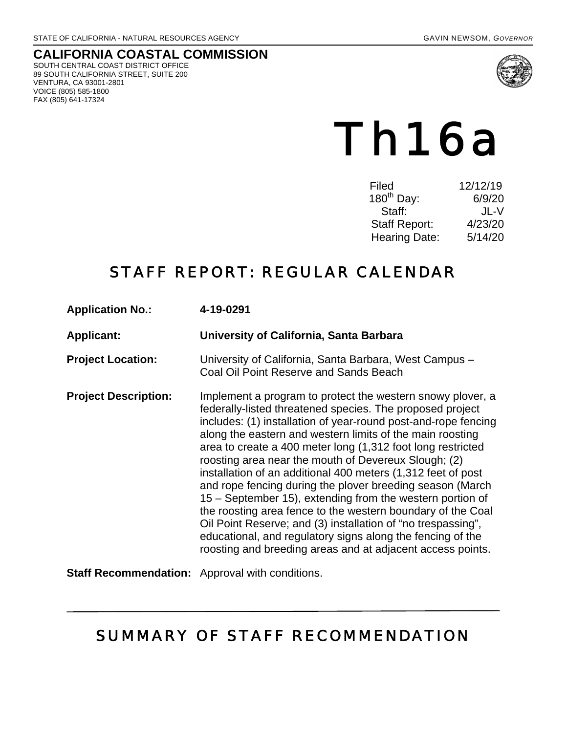STATE OF CALIFORNIA - NATURAL RESOURCES AGENCY GAVIN NEWSOM, *GOVERNOR*

**CALIFORNIA COASTAL COMMISSION**
SOUTH CENTRAL COAST DISTRICT OFFICE
89 SOUTH CALIFORNIA STREET, SUITE 200
VENTURA, CA 93001-2801
VOICE (805) 585-1800
FAX (805) 641-17324

# Th16a

| | |
|---|---|
| Filed | 12/12/19 |
| 180th Day: | 6/9/20 |
| Staff: | JL-V |
| Staff Report: | 4/23/20 |
| Hearing Date: | 5/14/20 |

## STAFF REPORT: REGULAR CALENDAR

**Application No.:** **4-19-0291**

**Applicant:** **University of California, Santa Barbara**

**Project Location:** University of California, Santa Barbara, West Campus – Coal Oil Point Reserve and Sands Beach

**Project Description:** Implement a program to protect the western snowy plover, a federally-listed threatened species. The proposed project includes: (1) installation of year-round post-and-rope fencing along the eastern and western limits of the main roosting area to create a 400 meter long (1,312 foot long restricted roosting area near the mouth of Devereux Slough; (2) installation of an additional 400 meters (1,312 feet of post and rope fencing during the plover breeding season (March 15 – September 15), extending from the western portion of the roosting area fence to the western boundary of the Coal Oil Point Reserve; and (3) installation of "no trespassing", educational, and regulatory signs along the fencing of the roosting and breeding areas and at adjacent access points.

**Staff Recommendation:** Approval with conditions.

## SUMMARY OF STAFF RECOMMENDATION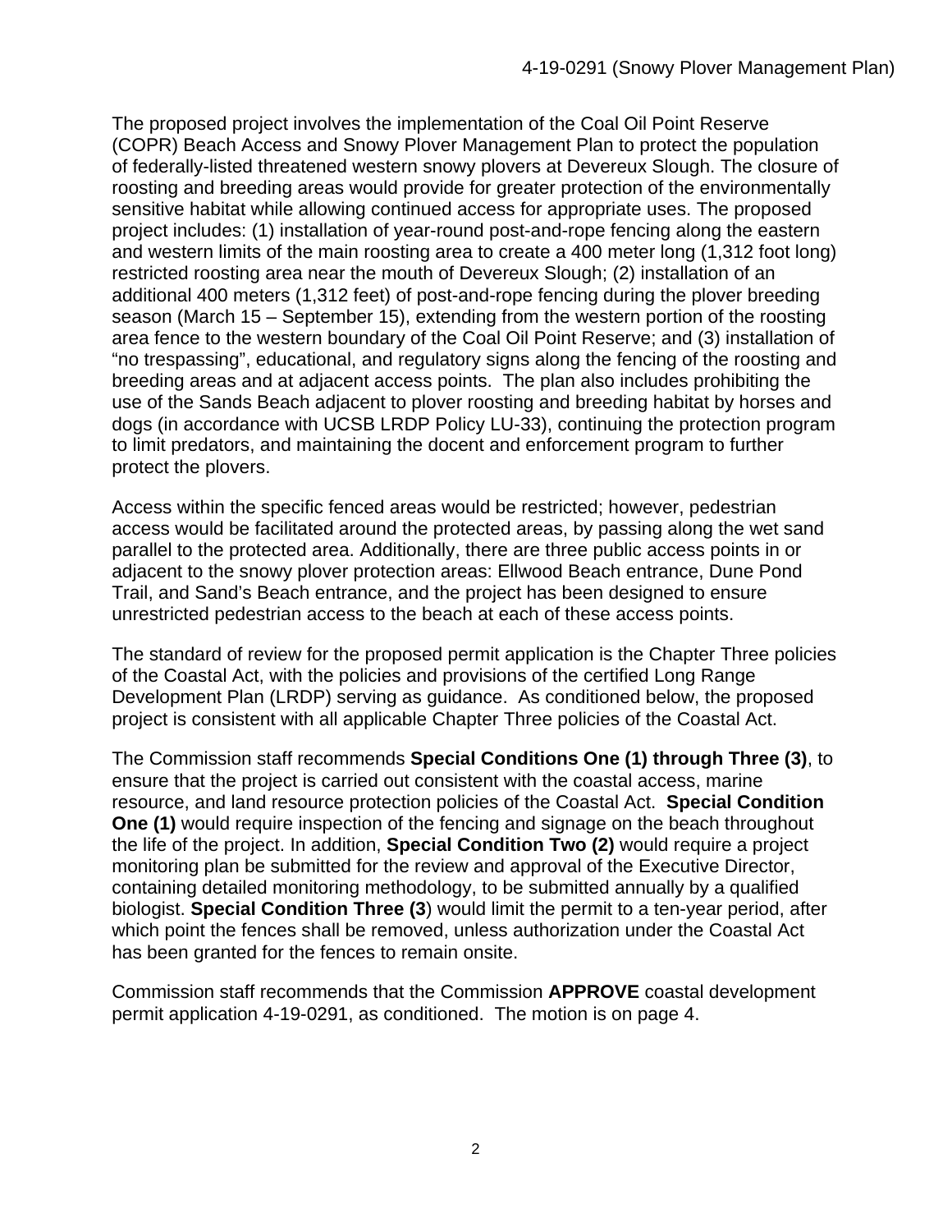The proposed project involves the implementation of the Coal Oil Point Reserve (COPR) Beach Access and Snowy Plover Management Plan to protect the population of federally-listed threatened western snowy plovers at Devereux Slough. The closure of roosting and breeding areas would provide for greater protection of the environmentally sensitive habitat while allowing continued access for appropriate uses. The proposed project includes: (1) installation of year-round post-and-rope fencing along the eastern and western limits of the main roosting area to create a 400 meter long (1,312 foot long) restricted roosting area near the mouth of Devereux Slough; (2) installation of an additional 400 meters (1,312 feet) of post-and-rope fencing during the plover breeding season (March 15 – September 15), extending from the western portion of the roosting area fence to the western boundary of the Coal Oil Point Reserve; and (3) installation of "no trespassing", educational, and regulatory signs along the fencing of the roosting and breeding areas and at adjacent access points. The plan also includes prohibiting the use of the Sands Beach adjacent to plover roosting and breeding habitat by horses and dogs (in accordance with UCSB LRDP Policy LU-33), continuing the protection program to limit predators, and maintaining the docent and enforcement program to further protect the plovers.

Access within the specific fenced areas would be restricted; however, pedestrian access would be facilitated around the protected areas, by passing along the wet sand parallel to the protected area. Additionally, there are three public access points in or adjacent to the snowy plover protection areas: Ellwood Beach entrance, Dune Pond Trail, and Sand's Beach entrance, and the project has been designed to ensure unrestricted pedestrian access to the beach at each of these access points.

The standard of review for the proposed permit application is the Chapter Three policies of the Coastal Act, with the policies and provisions of the certified Long Range Development Plan (LRDP) serving as guidance. As conditioned below, the proposed project is consistent with all applicable Chapter Three policies of the Coastal Act.

The Commission staff recommends **Special Conditions One (1) through Three (3)**, to ensure that the project is carried out consistent with the coastal access, marine resource, and land resource protection policies of the Coastal Act. **Special Condition One (1)** would require inspection of the fencing and signage on the beach throughout the life of the project. In addition, **Special Condition Two (2)** would require a project monitoring plan be submitted for the review and approval of the Executive Director, containing detailed monitoring methodology, to be submitted annually by a qualified biologist. **Special Condition Three (3**) would limit the permit to a ten-year period, after which point the fences shall be removed, unless authorization under the Coastal Act has been granted for the fences to remain onsite.

Commission staff recommends that the Commission **APPROVE** coastal development permit application 4-19-0291, as conditioned. The motion is on page 4.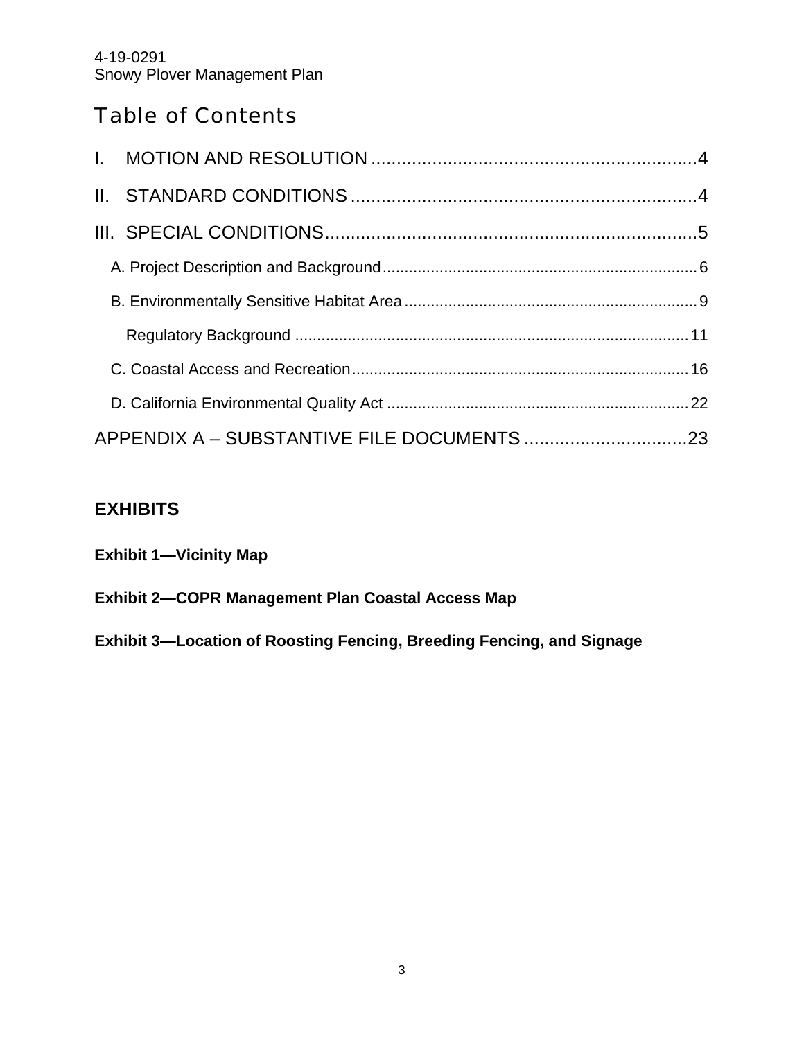# Table of Contents

I. MOTION AND RESOLUTION ....................................................................4

II. STANDARD CONDITIONS ....................................................................4

III. SPECIAL CONDITIONS.........................................................................5

A. Project Description and Background ........................................................6

B. Environmentally Sensitive Habitat Area ....................................................9

Regulatory Background ..............................................................................11

C. Coastal Access and Recreation ...............................................................16

D. California Environmental Quality Act .......................................................22

APPENDIX A – SUBSTANTIVE FILE DOCUMENTS ................................23

## EXHIBITS

**Exhibit 1—Vicinity Map**

**Exhibit 2—COPR Management Plan Coastal Access Map**

**Exhibit 3—Location of Roosting Fencing, Breeding Fencing, and Signage**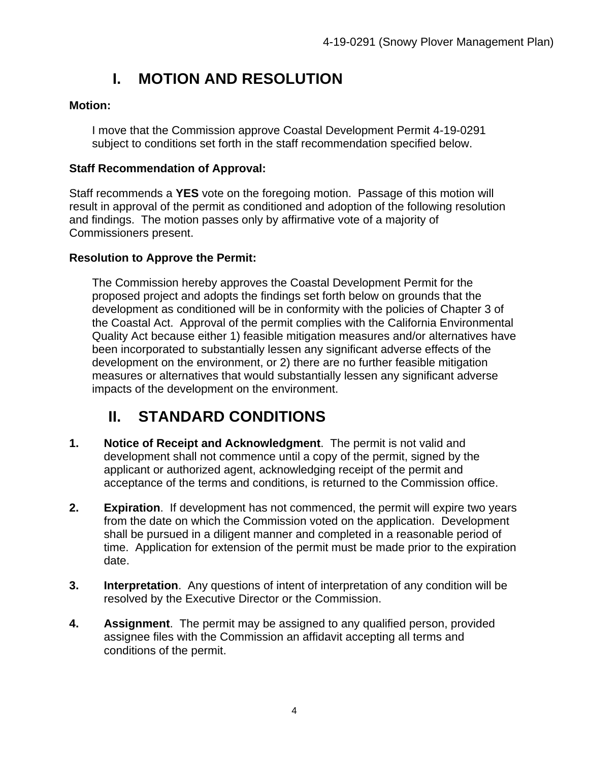# I. MOTION AND RESOLUTION

**Motion:**

> I move that the Commission approve Coastal Development Permit 4-19-0291 subject to conditions set forth in the staff recommendation specified below.

**Staff Recommendation of Approval:**

Staff recommends a **YES** vote on the foregoing motion. Passage of this motion will result in approval of the permit as conditioned and adoption of the following resolution and findings. The motion passes only by affirmative vote of a majority of Commissioners present.

**Resolution to Approve the Permit:**

> The Commission hereby approves the Coastal Development Permit for the proposed project and adopts the findings set forth below on grounds that the development as conditioned will be in conformity with the policies of Chapter 3 of the Coastal Act. Approval of the permit complies with the California Environmental Quality Act because either 1) feasible mitigation measures and/or alternatives have been incorporated to substantially lessen any significant adverse effects of the development on the environment, or 2) there are no further feasible mitigation measures or alternatives that would substantially lessen any significant adverse impacts of the development on the environment.

# II. STANDARD CONDITIONS

1. **Notice of Receipt and Acknowledgment**. The permit is not valid and development shall not commence until a copy of the permit, signed by the applicant or authorized agent, acknowledging receipt of the permit and acceptance of the terms and conditions, is returned to the Commission office.

2. **Expiration**. If development has not commenced, the permit will expire two years from the date on which the Commission voted on the application. Development shall be pursued in a diligent manner and completed in a reasonable period of time. Application for extension of the permit must be made prior to the expiration date.

3. **Interpretation**. Any questions of intent of interpretation of any condition will be resolved by the Executive Director or the Commission.

4. **Assignment**. The permit may be assigned to any qualified person, provided assignee files with the Commission an affidavit accepting all terms and conditions of the permit.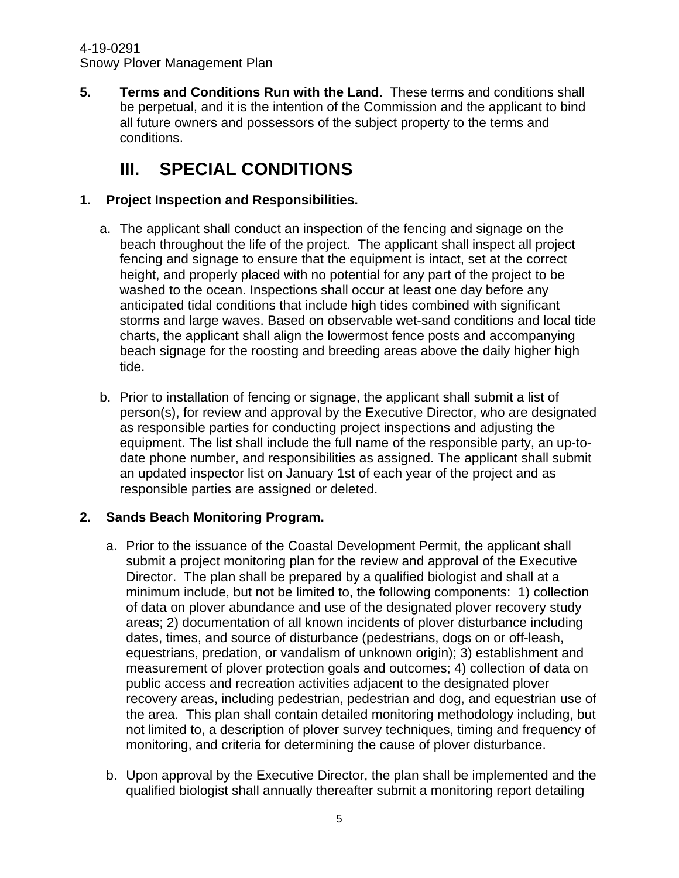**5. Terms and Conditions Run with the Land**. These terms and conditions shall be perpetual, and it is the intention of the Commission and the applicant to bind all future owners and possessors of the subject property to the terms and conditions.

# III. SPECIAL CONDITIONS

**1. Project Inspection and Responsibilities.**

a. The applicant shall conduct an inspection of the fencing and signage on the beach throughout the life of the project. The applicant shall inspect all project fencing and signage to ensure that the equipment is intact, set at the correct height, and properly placed with no potential for any part of the project to be washed to the ocean. Inspections shall occur at least one day before any anticipated tidal conditions that include high tides combined with significant storms and large waves. Based on observable wet-sand conditions and local tide charts, the applicant shall align the lowermost fence posts and accompanying beach signage for the roosting and breeding areas above the daily higher high tide.

b. Prior to installation of fencing or signage, the applicant shall submit a list of person(s), for review and approval by the Executive Director, who are designated as responsible parties for conducting project inspections and adjusting the equipment. The list shall include the full name of the responsible party, an up-to-date phone number, and responsibilities as assigned. The applicant shall submit an updated inspector list on January 1st of each year of the project and as responsible parties are assigned or deleted.

**2. Sands Beach Monitoring Program.**

a. Prior to the issuance of the Coastal Development Permit, the applicant shall submit a project monitoring plan for the review and approval of the Executive Director. The plan shall be prepared by a qualified biologist and shall at a minimum include, but not be limited to, the following components: 1) collection of data on plover abundance and use of the designated plover recovery study areas; 2) documentation of all known incidents of plover disturbance including dates, times, and source of disturbance (pedestrians, dogs on or off-leash, equestrians, predation, or vandalism of unknown origin); 3) establishment and measurement of plover protection goals and outcomes; 4) collection of data on public access and recreation activities adjacent to the designated plover recovery areas, including pedestrian, pedestrian and dog, and equestrian use of the area. This plan shall contain detailed monitoring methodology including, but not limited to, a description of plover survey techniques, timing and frequency of monitoring, and criteria for determining the cause of plover disturbance.

b. Upon approval by the Executive Director, the plan shall be implemented and the qualified biologist shall annually thereafter submit a monitoring report detailing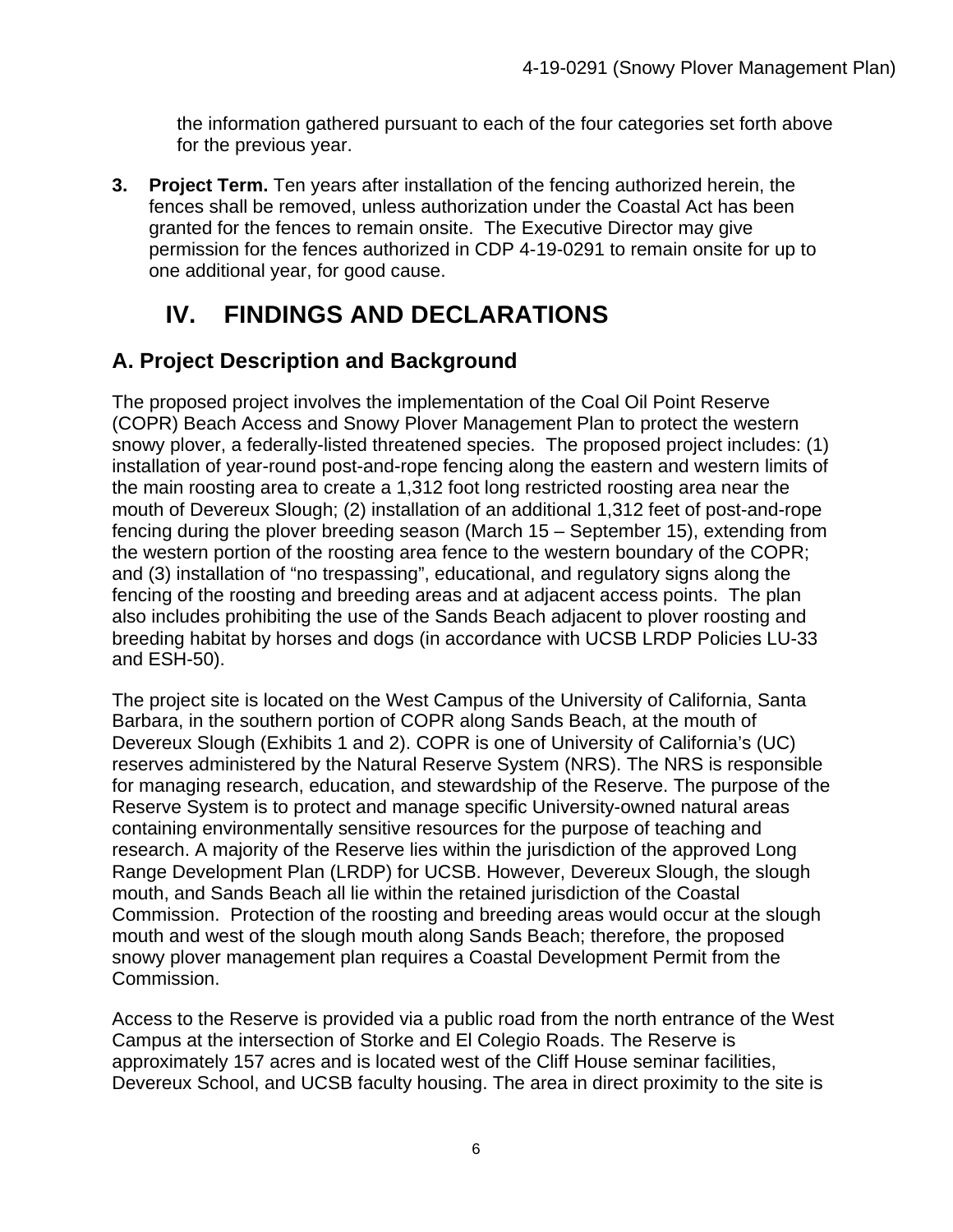the information gathered pursuant to each of the four categories set forth above for the previous year.

3. **Project Term.** Ten years after installation of the fencing authorized herein, the fences shall be removed, unless authorization under the Coastal Act has been granted for the fences to remain onsite. The Executive Director may give permission for the fences authorized in CDP 4-19-0291 to remain onsite for up to one additional year, for good cause.

# IV. FINDINGS AND DECLARATIONS

## A. Project Description and Background

The proposed project involves the implementation of the Coal Oil Point Reserve (COPR) Beach Access and Snowy Plover Management Plan to protect the western snowy plover, a federally-listed threatened species. The proposed project includes: (1) installation of year-round post-and-rope fencing along the eastern and western limits of the main roosting area to create a 1,312 foot long restricted roosting area near the mouth of Devereux Slough; (2) installation of an additional 1,312 feet of post-and-rope fencing during the plover breeding season (March 15 – September 15), extending from the western portion of the roosting area fence to the western boundary of the COPR; and (3) installation of "no trespassing", educational, and regulatory signs along the fencing of the roosting and breeding areas and at adjacent access points. The plan also includes prohibiting the use of the Sands Beach adjacent to plover roosting and breeding habitat by horses and dogs (in accordance with UCSB LRDP Policies LU-33 and ESH-50).

The project site is located on the West Campus of the University of California, Santa Barbara, in the southern portion of COPR along Sands Beach, at the mouth of Devereux Slough (Exhibits 1 and 2). COPR is one of University of California's (UC) reserves administered by the Natural Reserve System (NRS). The NRS is responsible for managing research, education, and stewardship of the Reserve. The purpose of the Reserve System is to protect and manage specific University-owned natural areas containing environmentally sensitive resources for the purpose of teaching and research. A majority of the Reserve lies within the jurisdiction of the approved Long Range Development Plan (LRDP) for UCSB. However, Devereux Slough, the slough mouth, and Sands Beach all lie within the retained jurisdiction of the Coastal Commission. Protection of the roosting and breeding areas would occur at the slough mouth and west of the slough mouth along Sands Beach; therefore, the proposed snowy plover management plan requires a Coastal Development Permit from the Commission.

Access to the Reserve is provided via a public road from the north entrance of the West Campus at the intersection of Storke and El Colegio Roads. The Reserve is approximately 157 acres and is located west of the Cliff House seminar facilities, Devereux School, and UCSB faculty housing. The area in direct proximity to the site is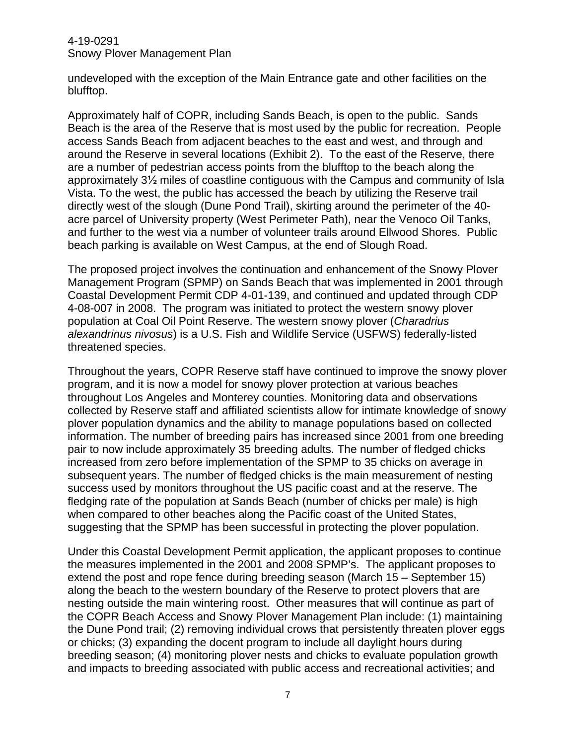undeveloped with the exception of the Main Entrance gate and other facilities on the blufftop.

Approximately half of COPR, including Sands Beach, is open to the public. Sands Beach is the area of the Reserve that is most used by the public for recreation. People access Sands Beach from adjacent beaches to the east and west, and through and around the Reserve in several locations (Exhibit 2). To the east of the Reserve, there are a number of pedestrian access points from the blufftop to the beach along the approximately 3½ miles of coastline contiguous with the Campus and community of Isla Vista. To the west, the public has accessed the beach by utilizing the Reserve trail directly west of the slough (Dune Pond Trail), skirting around the perimeter of the 40-acre parcel of University property (West Perimeter Path), near the Venoco Oil Tanks, and further to the west via a number of volunteer trails around Ellwood Shores. Public beach parking is available on West Campus, at the end of Slough Road.

The proposed project involves the continuation and enhancement of the Snowy Plover Management Program (SPMP) on Sands Beach that was implemented in 2001 through Coastal Development Permit CDP 4-01-139, and continued and updated through CDP 4-08-007 in 2008. The program was initiated to protect the western snowy plover population at Coal Oil Point Reserve. The western snowy plover (*Charadrius alexandrinus nivosus*) is a U.S. Fish and Wildlife Service (USFWS) federally-listed threatened species.

Throughout the years, COPR Reserve staff have continued to improve the snowy plover program, and it is now a model for snowy plover protection at various beaches throughout Los Angeles and Monterey counties. Monitoring data and observations collected by Reserve staff and affiliated scientists allow for intimate knowledge of snowy plover population dynamics and the ability to manage populations based on collected information. The number of breeding pairs has increased since 2001 from one breeding pair to now include approximately 35 breeding adults. The number of fledged chicks increased from zero before implementation of the SPMP to 35 chicks on average in subsequent years. The number of fledged chicks is the main measurement of nesting success used by monitors throughout the US pacific coast and at the reserve. The fledging rate of the population at Sands Beach (number of chicks per male) is high when compared to other beaches along the Pacific coast of the United States, suggesting that the SPMP has been successful in protecting the plover population.

Under this Coastal Development Permit application, the applicant proposes to continue the measures implemented in the 2001 and 2008 SPMP's. The applicant proposes to extend the post and rope fence during breeding season (March 15 – September 15) along the beach to the western boundary of the Reserve to protect plovers that are nesting outside the main wintering roost. Other measures that will continue as part of the COPR Beach Access and Snowy Plover Management Plan include: (1) maintaining the Dune Pond trail; (2) removing individual crows that persistently threaten plover eggs or chicks; (3) expanding the docent program to include all daylight hours during breeding season; (4) monitoring plover nests and chicks to evaluate population growth and impacts to breeding associated with public access and recreational activities; and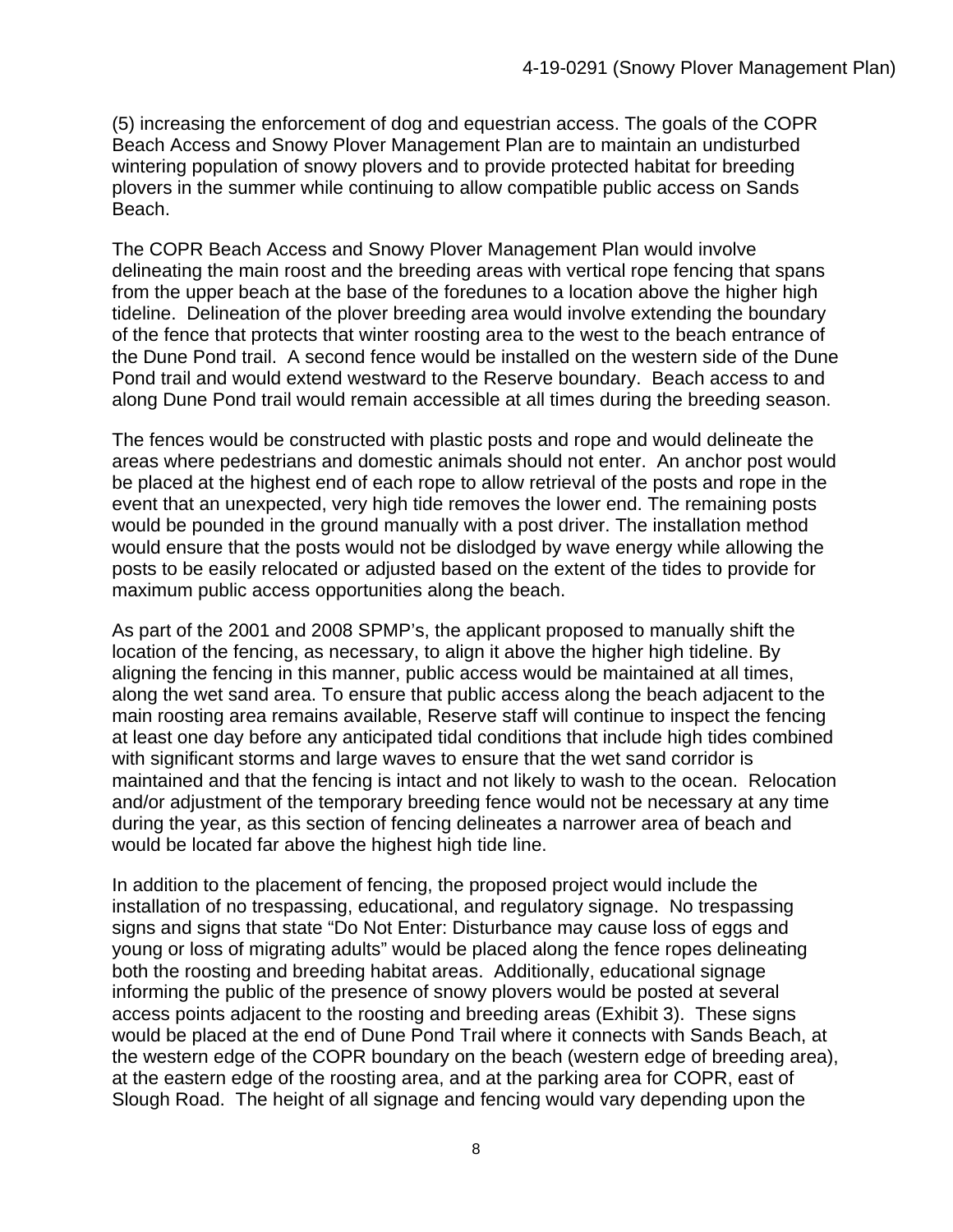(5) increasing the enforcement of dog and equestrian access. The goals of the COPR Beach Access and Snowy Plover Management Plan are to maintain an undisturbed wintering population of snowy plovers and to provide protected habitat for breeding plovers in the summer while continuing to allow compatible public access on Sands Beach.

The COPR Beach Access and Snowy Plover Management Plan would involve delineating the main roost and the breeding areas with vertical rope fencing that spans from the upper beach at the base of the foredunes to a location above the higher high tideline. Delineation of the plover breeding area would involve extending the boundary of the fence that protects that winter roosting area to the west to the beach entrance of the Dune Pond trail. A second fence would be installed on the western side of the Dune Pond trail and would extend westward to the Reserve boundary. Beach access to and along Dune Pond trail would remain accessible at all times during the breeding season.

The fences would be constructed with plastic posts and rope and would delineate the areas where pedestrians and domestic animals should not enter. An anchor post would be placed at the highest end of each rope to allow retrieval of the posts and rope in the event that an unexpected, very high tide removes the lower end. The remaining posts would be pounded in the ground manually with a post driver. The installation method would ensure that the posts would not be dislodged by wave energy while allowing the posts to be easily relocated or adjusted based on the extent of the tides to provide for maximum public access opportunities along the beach.

As part of the 2001 and 2008 SPMP's, the applicant proposed to manually shift the location of the fencing, as necessary, to align it above the higher high tideline. By aligning the fencing in this manner, public access would be maintained at all times, along the wet sand area. To ensure that public access along the beach adjacent to the main roosting area remains available, Reserve staff will continue to inspect the fencing at least one day before any anticipated tidal conditions that include high tides combined with significant storms and large waves to ensure that the wet sand corridor is maintained and that the fencing is intact and not likely to wash to the ocean. Relocation and/or adjustment of the temporary breeding fence would not be necessary at any time during the year, as this section of fencing delineates a narrower area of beach and would be located far above the highest high tide line.

In addition to the placement of fencing, the proposed project would include the installation of no trespassing, educational, and regulatory signage. No trespassing signs and signs that state "Do Not Enter: Disturbance may cause loss of eggs and young or loss of migrating adults" would be placed along the fence ropes delineating both the roosting and breeding habitat areas. Additionally, educational signage informing the public of the presence of snowy plovers would be posted at several access points adjacent to the roosting and breeding areas (Exhibit 3). These signs would be placed at the end of Dune Pond Trail where it connects with Sands Beach, at the western edge of the COPR boundary on the beach (western edge of breeding area), at the eastern edge of the roosting area, and at the parking area for COPR, east of Slough Road. The height of all signage and fencing would vary depending upon the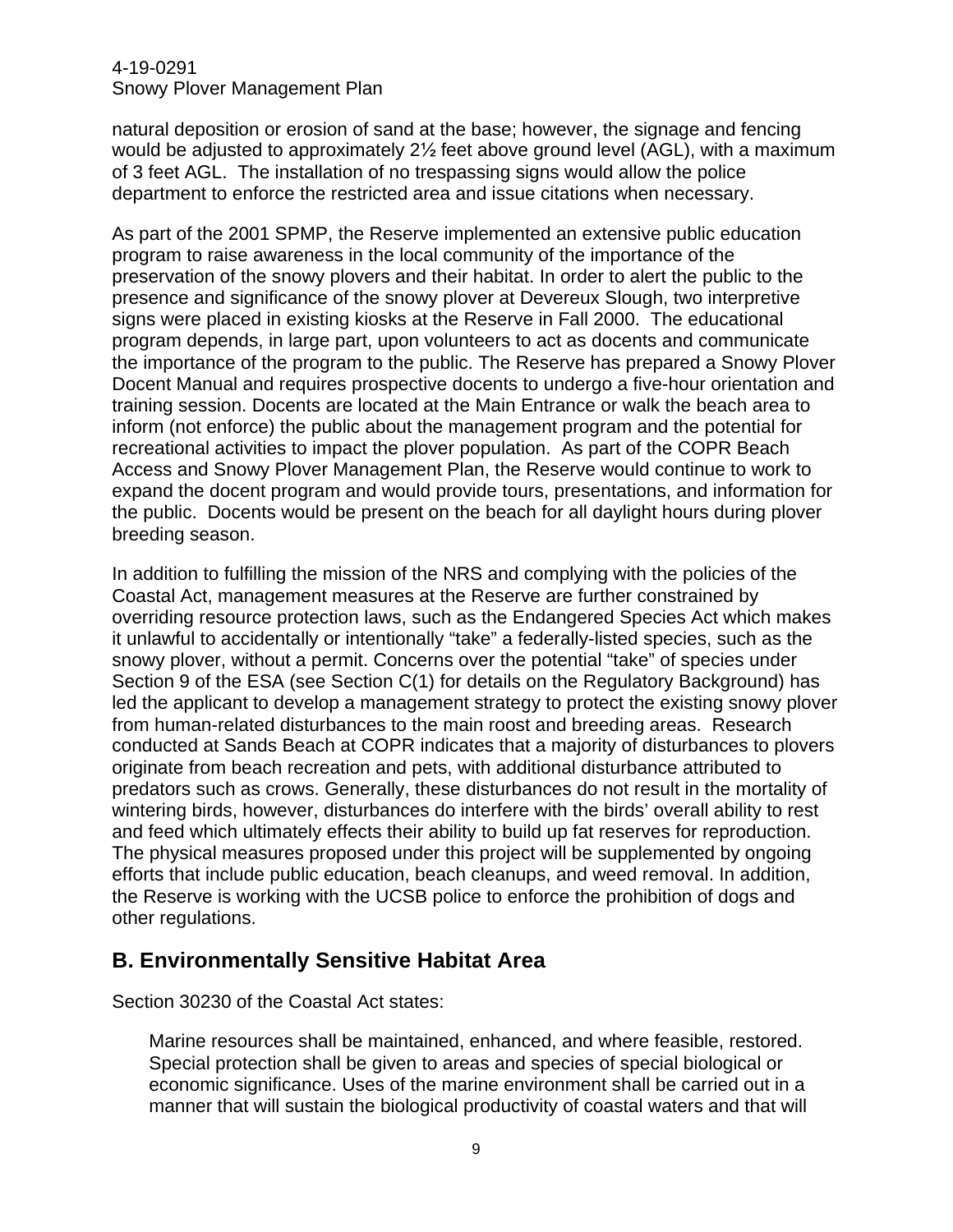natural deposition or erosion of sand at the base; however, the signage and fencing would be adjusted to approximately 2½ feet above ground level (AGL), with a maximum of 3 feet AGL. The installation of no trespassing signs would allow the police department to enforce the restricted area and issue citations when necessary.

As part of the 2001 SPMP, the Reserve implemented an extensive public education program to raise awareness in the local community of the importance of the preservation of the snowy plovers and their habitat. In order to alert the public to the presence and significance of the snowy plover at Devereux Slough, two interpretive signs were placed in existing kiosks at the Reserve in Fall 2000. The educational program depends, in large part, upon volunteers to act as docents and communicate the importance of the program to the public. The Reserve has prepared a Snowy Plover Docent Manual and requires prospective docents to undergo a five-hour orientation and training session. Docents are located at the Main Entrance or walk the beach area to inform (not enforce) the public about the management program and the potential for recreational activities to impact the plover population. As part of the COPR Beach Access and Snowy Plover Management Plan, the Reserve would continue to work to expand the docent program and would provide tours, presentations, and information for the public. Docents would be present on the beach for all daylight hours during plover breeding season.

In addition to fulfilling the mission of the NRS and complying with the policies of the Coastal Act, management measures at the Reserve are further constrained by overriding resource protection laws, such as the Endangered Species Act which makes it unlawful to accidentally or intentionally "take" a federally-listed species, such as the snowy plover, without a permit. Concerns over the potential "take" of species under Section 9 of the ESA (see Section C(1) for details on the Regulatory Background) has led the applicant to develop a management strategy to protect the existing snowy plover from human-related disturbances to the main roost and breeding areas. Research conducted at Sands Beach at COPR indicates that a majority of disturbances to plovers originate from beach recreation and pets, with additional disturbance attributed to predators such as crows. Generally, these disturbances do not result in the mortality of wintering birds, however, disturbances do interfere with the birds' overall ability to rest and feed which ultimately effects their ability to build up fat reserves for reproduction. The physical measures proposed under this project will be supplemented by ongoing efforts that include public education, beach cleanups, and weed removal. In addition, the Reserve is working with the UCSB police to enforce the prohibition of dogs and other regulations.

## B. Environmentally Sensitive Habitat Area

Section 30230 of the Coastal Act states:

> Marine resources shall be maintained, enhanced, and where feasible, restored. Special protection shall be given to areas and species of special biological or economic significance. Uses of the marine environment shall be carried out in a manner that will sustain the biological productivity of coastal waters and that will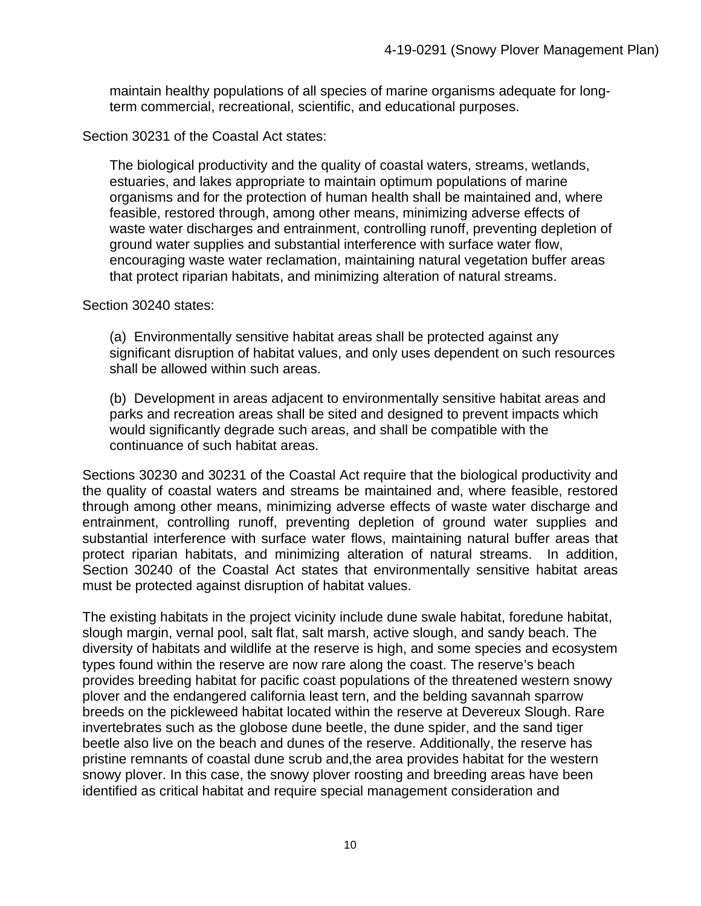maintain healthy populations of all species of marine organisms adequate for long-term commercial, recreational, scientific, and educational purposes.

Section 30231 of the Coastal Act states:

> The biological productivity and the quality of coastal waters, streams, wetlands, estuaries, and lakes appropriate to maintain optimum populations of marine organisms and for the protection of human health shall be maintained and, where feasible, restored through, among other means, minimizing adverse effects of waste water discharges and entrainment, controlling runoff, preventing depletion of ground water supplies and substantial interference with surface water flow, encouraging waste water reclamation, maintaining natural vegetation buffer areas that protect riparian habitats, and minimizing alteration of natural streams.

Section 30240 states:

> (a) Environmentally sensitive habitat areas shall be protected against any significant disruption of habitat values, and only uses dependent on such resources shall be allowed within such areas.
>
> (b) Development in areas adjacent to environmentally sensitive habitat areas and parks and recreation areas shall be sited and designed to prevent impacts which would significantly degrade such areas, and shall be compatible with the continuance of such habitat areas.

Sections 30230 and 30231 of the Coastal Act require that the biological productivity and the quality of coastal waters and streams be maintained and, where feasible, restored through among other means, minimizing adverse effects of waste water discharge and entrainment, controlling runoff, preventing depletion of ground water supplies and substantial interference with surface water flows, maintaining natural buffer areas that protect riparian habitats, and minimizing alteration of natural streams. In addition, Section 30240 of the Coastal Act states that environmentally sensitive habitat areas must be protected against disruption of habitat values.

The existing habitats in the project vicinity include dune swale habitat, foredune habitat, slough margin, vernal pool, salt flat, salt marsh, active slough, and sandy beach. The diversity of habitats and wildlife at the reserve is high, and some species and ecosystem types found within the reserve are now rare along the coast. The reserve's beach provides breeding habitat for pacific coast populations of the threatened western snowy plover and the endangered california least tern, and the belding savannah sparrow breeds on the pickleweed habitat located within the reserve at Devereux Slough. Rare invertebrates such as the globose dune beetle, the dune spider, and the sand tiger beetle also live on the beach and dunes of the reserve. Additionally, the reserve has pristine remnants of coastal dune scrub and,the area provides habitat for the western snowy plover. In this case, the snowy plover roosting and breeding areas have been identified as critical habitat and require special management consideration and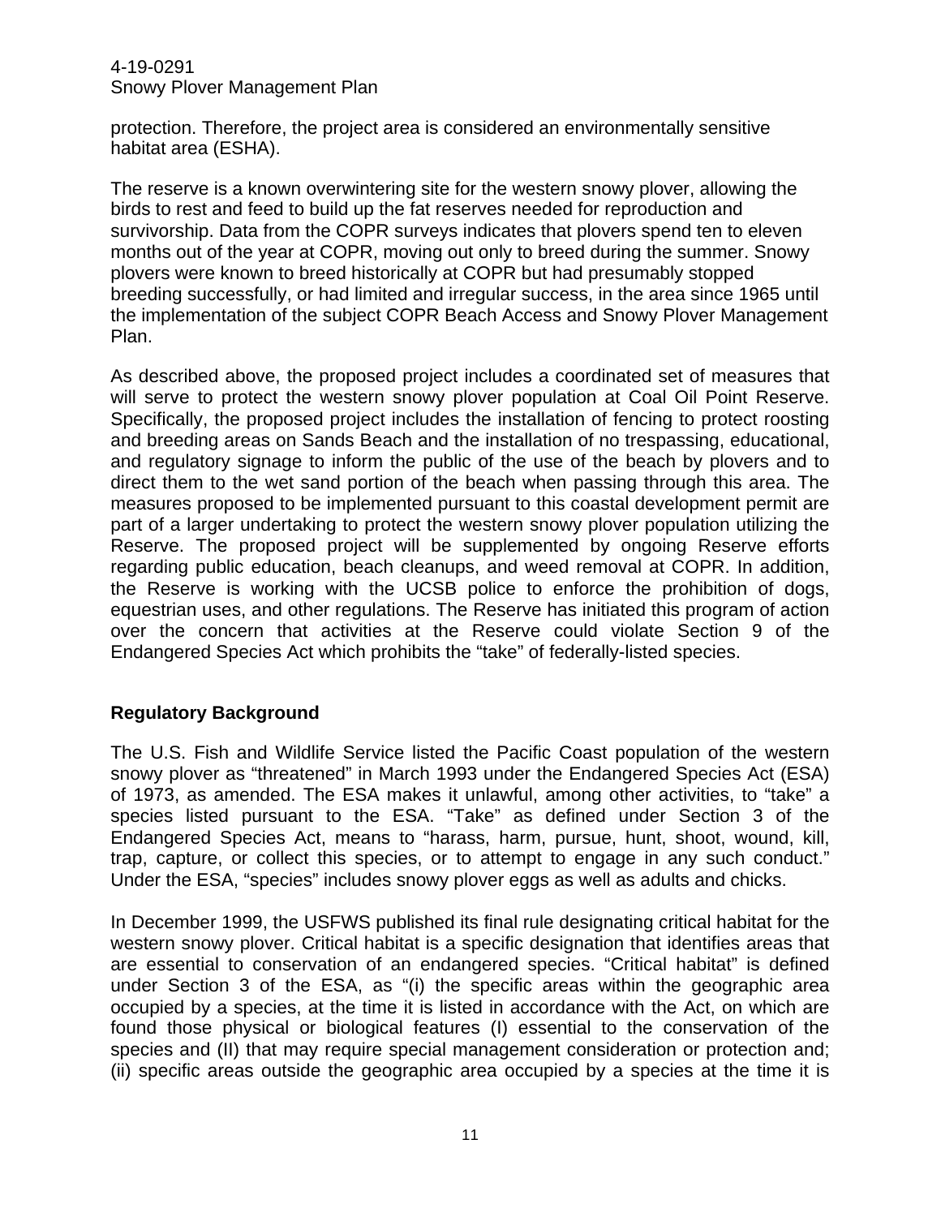protection. Therefore, the project area is considered an environmentally sensitive habitat area (ESHA).

The reserve is a known overwintering site for the western snowy plover, allowing the birds to rest and feed to build up the fat reserves needed for reproduction and survivorship. Data from the COPR surveys indicates that plovers spend ten to eleven months out of the year at COPR, moving out only to breed during the summer. Snowy plovers were known to breed historically at COPR but had presumably stopped breeding successfully, or had limited and irregular success, in the area since 1965 until the implementation of the subject COPR Beach Access and Snowy Plover Management Plan.

As described above, the proposed project includes a coordinated set of measures that will serve to protect the western snowy plover population at Coal Oil Point Reserve. Specifically, the proposed project includes the installation of fencing to protect roosting and breeding areas on Sands Beach and the installation of no trespassing, educational, and regulatory signage to inform the public of the use of the beach by plovers and to direct them to the wet sand portion of the beach when passing through this area. The measures proposed to be implemented pursuant to this coastal development permit are part of a larger undertaking to protect the western snowy plover population utilizing the Reserve. The proposed project will be supplemented by ongoing Reserve efforts regarding public education, beach cleanups, and weed removal at COPR. In addition, the Reserve is working with the UCSB police to enforce the prohibition of dogs, equestrian uses, and other regulations. The Reserve has initiated this program of action over the concern that activities at the Reserve could violate Section 9 of the Endangered Species Act which prohibits the "take" of federally-listed species.

## Regulatory Background

The U.S. Fish and Wildlife Service listed the Pacific Coast population of the western snowy plover as "threatened" in March 1993 under the Endangered Species Act (ESA) of 1973, as amended. The ESA makes it unlawful, among other activities, to "take" a species listed pursuant to the ESA. "Take" as defined under Section 3 of the Endangered Species Act, means to "harass, harm, pursue, hunt, shoot, wound, kill, trap, capture, or collect this species, or to attempt to engage in any such conduct." Under the ESA, "species" includes snowy plover eggs as well as adults and chicks.

In December 1999, the USFWS published its final rule designating critical habitat for the western snowy plover. Critical habitat is a specific designation that identifies areas that are essential to conservation of an endangered species. "Critical habitat" is defined under Section 3 of the ESA, as "(i) the specific areas within the geographic area occupied by a species, at the time it is listed in accordance with the Act, on which are found those physical or biological features (I) essential to the conservation of the species and (II) that may require special management consideration or protection and; (ii) specific areas outside the geographic area occupied by a species at the time it is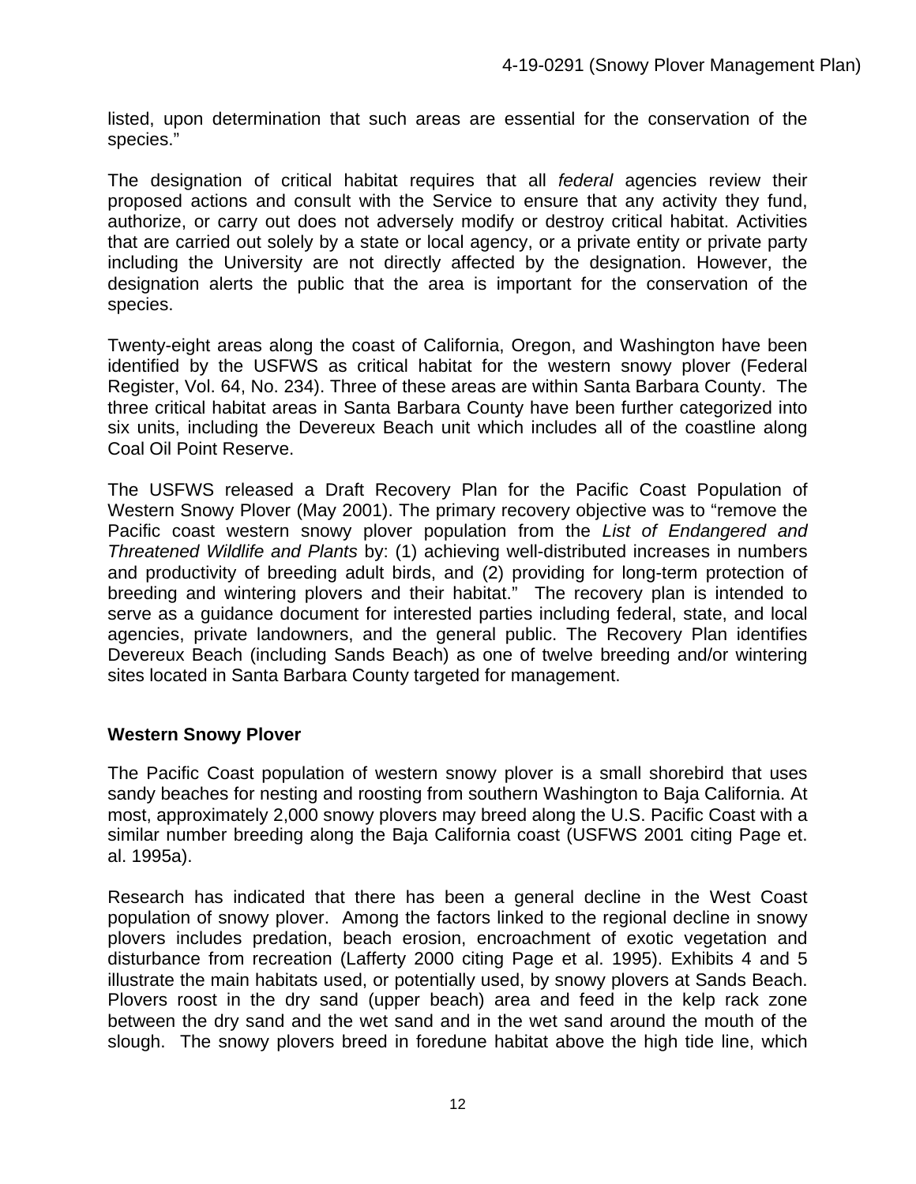listed, upon determination that such areas are essential for the conservation of the species."

The designation of critical habitat requires that all *federal* agencies review their proposed actions and consult with the Service to ensure that any activity they fund, authorize, or carry out does not adversely modify or destroy critical habitat. Activities that are carried out solely by a state or local agency, or a private entity or private party including the University are not directly affected by the designation. However, the designation alerts the public that the area is important for the conservation of the species.

Twenty-eight areas along the coast of California, Oregon, and Washington have been identified by the USFWS as critical habitat for the western snowy plover (Federal Register, Vol. 64, No. 234). Three of these areas are within Santa Barbara County. The three critical habitat areas in Santa Barbara County have been further categorized into six units, including the Devereux Beach unit which includes all of the coastline along Coal Oil Point Reserve.

The USFWS released a Draft Recovery Plan for the Pacific Coast Population of Western Snowy Plover (May 2001). The primary recovery objective was to "remove the Pacific coast western snowy plover population from the *List of Endangered and Threatened Wildlife and Plants* by: (1) achieving well-distributed increases in numbers and productivity of breeding adult birds, and (2) providing for long-term protection of breeding and wintering plovers and their habitat." The recovery plan is intended to serve as a guidance document for interested parties including federal, state, and local agencies, private landowners, and the general public. The Recovery Plan identifies Devereux Beach (including Sands Beach) as one of twelve breeding and/or wintering sites located in Santa Barbara County targeted for management.

**Western Snowy Plover**

The Pacific Coast population of western snowy plover is a small shorebird that uses sandy beaches for nesting and roosting from southern Washington to Baja California. At most, approximately 2,000 snowy plovers may breed along the U.S. Pacific Coast with a similar number breeding along the Baja California coast (USFWS 2001 citing Page et. al. 1995a).

Research has indicated that there has been a general decline in the West Coast population of snowy plover. Among the factors linked to the regional decline in snowy plovers includes predation, beach erosion, encroachment of exotic vegetation and disturbance from recreation (Lafferty 2000 citing Page et al. 1995). Exhibits 4 and 5 illustrate the main habitats used, or potentially used, by snowy plovers at Sands Beach. Plovers roost in the dry sand (upper beach) area and feed in the kelp rack zone between the dry sand and the wet sand and in the wet sand around the mouth of the slough. The snowy plovers breed in foredune habitat above the high tide line, which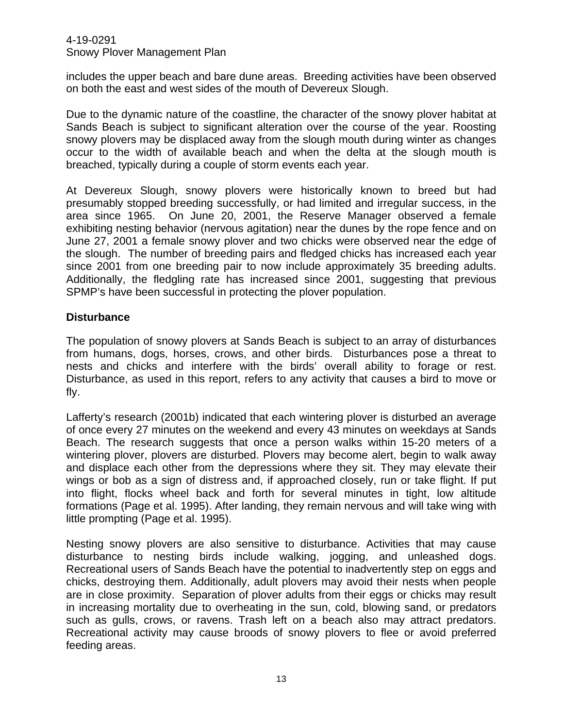includes the upper beach and bare dune areas. Breeding activities have been observed on both the east and west sides of the mouth of Devereux Slough.

Due to the dynamic nature of the coastline, the character of the snowy plover habitat at Sands Beach is subject to significant alteration over the course of the year. Roosting snowy plovers may be displaced away from the slough mouth during winter as changes occur to the width of available beach and when the delta at the slough mouth is breached, typically during a couple of storm events each year.

At Devereux Slough, snowy plovers were historically known to breed but had presumably stopped breeding successfully, or had limited and irregular success, in the area since 1965. On June 20, 2001, the Reserve Manager observed a female exhibiting nesting behavior (nervous agitation) near the dunes by the rope fence and on June 27, 2001 a female snowy plover and two chicks were observed near the edge of the slough. The number of breeding pairs and fledged chicks has increased each year since 2001 from one breeding pair to now include approximately 35 breeding adults. Additionally, the fledgling rate has increased since 2001, suggesting that previous SPMP's have been successful in protecting the plover population.

**Disturbance**

The population of snowy plovers at Sands Beach is subject to an array of disturbances from humans, dogs, horses, crows, and other birds. Disturbances pose a threat to nests and chicks and interfere with the birds' overall ability to forage or rest. Disturbance, as used in this report, refers to any activity that causes a bird to move or fly.

Lafferty's research (2001b) indicated that each wintering plover is disturbed an average of once every 27 minutes on the weekend and every 43 minutes on weekdays at Sands Beach. The research suggests that once a person walks within 15-20 meters of a wintering plover, plovers are disturbed. Plovers may become alert, begin to walk away and displace each other from the depressions where they sit. They may elevate their wings or bob as a sign of distress and, if approached closely, run or take flight. If put into flight, flocks wheel back and forth for several minutes in tight, low altitude formations (Page et al. 1995). After landing, they remain nervous and will take wing with little prompting (Page et al. 1995).

Nesting snowy plovers are also sensitive to disturbance. Activities that may cause disturbance to nesting birds include walking, jogging, and unleashed dogs. Recreational users of Sands Beach have the potential to inadvertently step on eggs and chicks, destroying them. Additionally, adult plovers may avoid their nests when people are in close proximity. Separation of plover adults from their eggs or chicks may result in increasing mortality due to overheating in the sun, cold, blowing sand, or predators such as gulls, crows, or ravens. Trash left on a beach also may attract predators. Recreational activity may cause broods of snowy plovers to flee or avoid preferred feeding areas.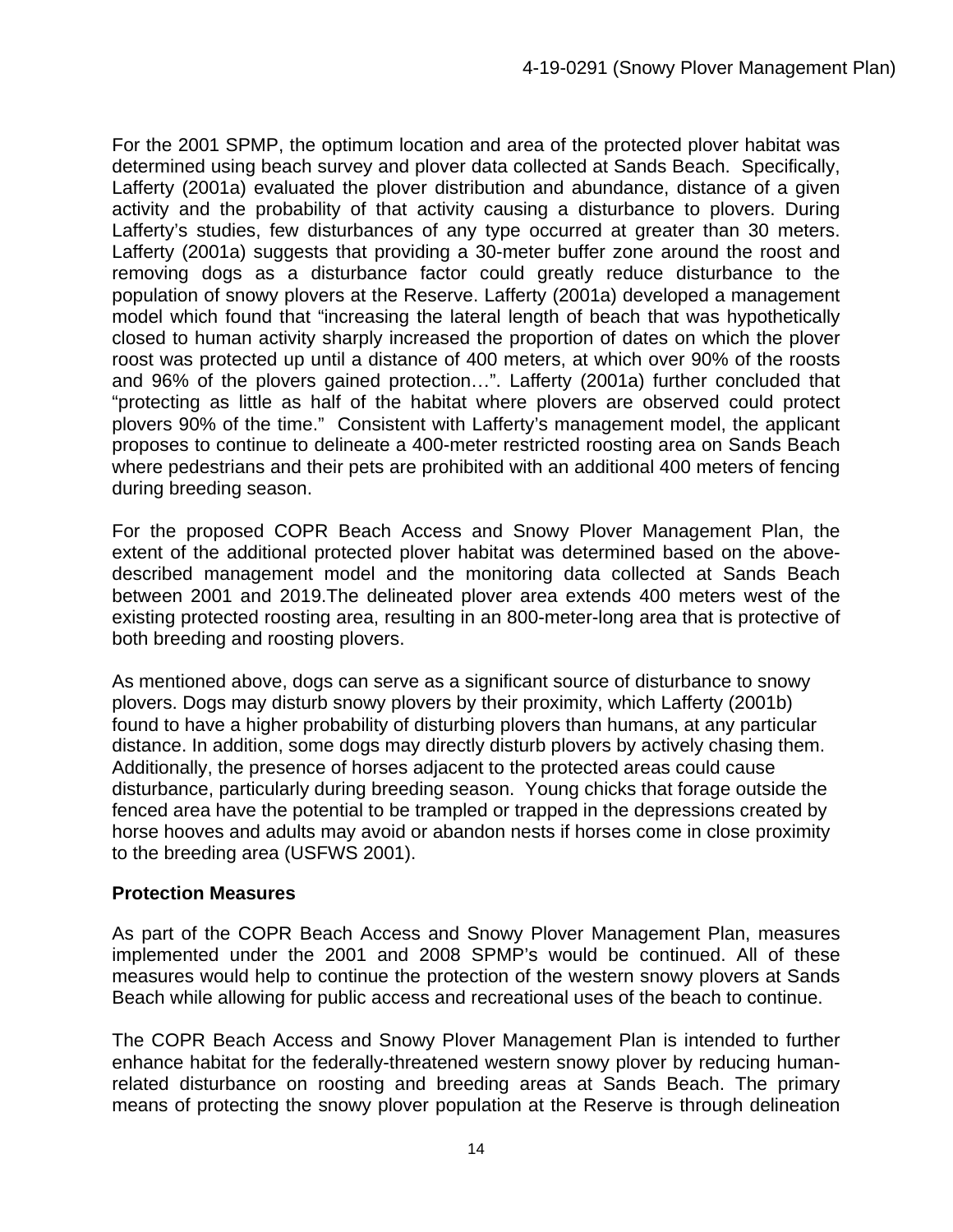For the 2001 SPMP, the optimum location and area of the protected plover habitat was determined using beach survey and plover data collected at Sands Beach. Specifically, Lafferty (2001a) evaluated the plover distribution and abundance, distance of a given activity and the probability of that activity causing a disturbance to plovers. During Lafferty's studies, few disturbances of any type occurred at greater than 30 meters. Lafferty (2001a) suggests that providing a 30-meter buffer zone around the roost and removing dogs as a disturbance factor could greatly reduce disturbance to the population of snowy plovers at the Reserve. Lafferty (2001a) developed a management model which found that "increasing the lateral length of beach that was hypothetically closed to human activity sharply increased the proportion of dates on which the plover roost was protected up until a distance of 400 meters, at which over 90% of the roosts and 96% of the plovers gained protection…". Lafferty (2001a) further concluded that "protecting as little as half of the habitat where plovers are observed could protect plovers 90% of the time." Consistent with Lafferty's management model, the applicant proposes to continue to delineate a 400-meter restricted roosting area on Sands Beach where pedestrians and their pets are prohibited with an additional 400 meters of fencing during breeding season.

For the proposed COPR Beach Access and Snowy Plover Management Plan, the extent of the additional protected plover habitat was determined based on the above-described management model and the monitoring data collected at Sands Beach between 2001 and 2019.The delineated plover area extends 400 meters west of the existing protected roosting area, resulting in an 800-meter-long area that is protective of both breeding and roosting plovers.

As mentioned above, dogs can serve as a significant source of disturbance to snowy plovers. Dogs may disturb snowy plovers by their proximity, which Lafferty (2001b) found to have a higher probability of disturbing plovers than humans, at any particular distance. In addition, some dogs may directly disturb plovers by actively chasing them. Additionally, the presence of horses adjacent to the protected areas could cause disturbance, particularly during breeding season. Young chicks that forage outside the fenced area have the potential to be trampled or trapped in the depressions created by horse hooves and adults may avoid or abandon nests if horses come in close proximity to the breeding area (USFWS 2001).

**Protection Measures**

As part of the COPR Beach Access and Snowy Plover Management Plan, measures implemented under the 2001 and 2008 SPMP's would be continued. All of these measures would help to continue the protection of the western snowy plovers at Sands Beach while allowing for public access and recreational uses of the beach to continue.

The COPR Beach Access and Snowy Plover Management Plan is intended to further enhance habitat for the federally-threatened western snowy plover by reducing human-related disturbance on roosting and breeding areas at Sands Beach. The primary means of protecting the snowy plover population at the Reserve is through delineation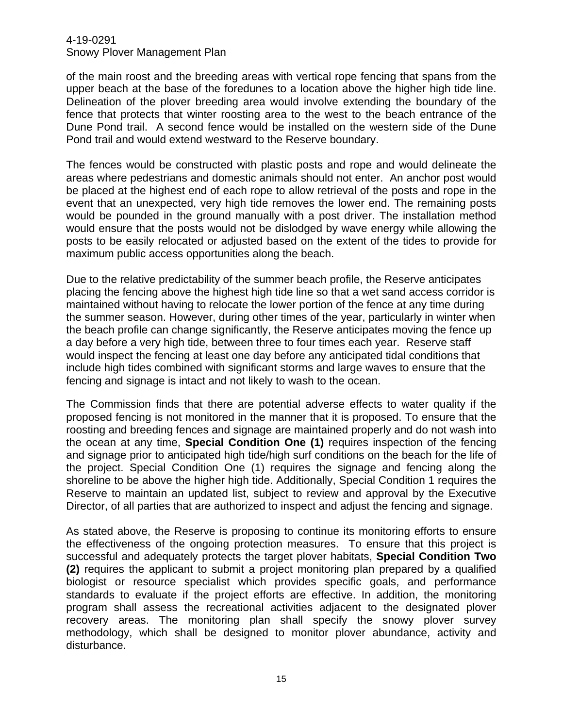of the main roost and the breeding areas with vertical rope fencing that spans from the upper beach at the base of the foredunes to a location above the higher high tide line. Delineation of the plover breeding area would involve extending the boundary of the fence that protects that winter roosting area to the west to the beach entrance of the Dune Pond trail. A second fence would be installed on the western side of the Dune Pond trail and would extend westward to the Reserve boundary.

The fences would be constructed with plastic posts and rope and would delineate the areas where pedestrians and domestic animals should not enter. An anchor post would be placed at the highest end of each rope to allow retrieval of the posts and rope in the event that an unexpected, very high tide removes the lower end. The remaining posts would be pounded in the ground manually with a post driver. The installation method would ensure that the posts would not be dislodged by wave energy while allowing the posts to be easily relocated or adjusted based on the extent of the tides to provide for maximum public access opportunities along the beach.

Due to the relative predictability of the summer beach profile, the Reserve anticipates placing the fencing above the highest high tide line so that a wet sand access corridor is maintained without having to relocate the lower portion of the fence at any time during the summer season. However, during other times of the year, particularly in winter when the beach profile can change significantly, the Reserve anticipates moving the fence up a day before a very high tide, between three to four times each year. Reserve staff would inspect the fencing at least one day before any anticipated tidal conditions that include high tides combined with significant storms and large waves to ensure that the fencing and signage is intact and not likely to wash to the ocean.

The Commission finds that there are potential adverse effects to water quality if the proposed fencing is not monitored in the manner that it is proposed. To ensure that the roosting and breeding fences and signage are maintained properly and do not wash into the ocean at any time, **Special Condition One (1)** requires inspection of the fencing and signage prior to anticipated high tide/high surf conditions on the beach for the life of the project. Special Condition One (1) requires the signage and fencing along the shoreline to be above the higher high tide. Additionally, Special Condition 1 requires the Reserve to maintain an updated list, subject to review and approval by the Executive Director, of all parties that are authorized to inspect and adjust the fencing and signage.

As stated above, the Reserve is proposing to continue its monitoring efforts to ensure the effectiveness of the ongoing protection measures. To ensure that this project is successful and adequately protects the target plover habitats, **Special Condition Two (2)** requires the applicant to submit a project monitoring plan prepared by a qualified biologist or resource specialist which provides specific goals, and performance standards to evaluate if the project efforts are effective. In addition, the monitoring program shall assess the recreational activities adjacent to the designated plover recovery areas. The monitoring plan shall specify the snowy plover survey methodology, which shall be designed to monitor plover abundance, activity and disturbance.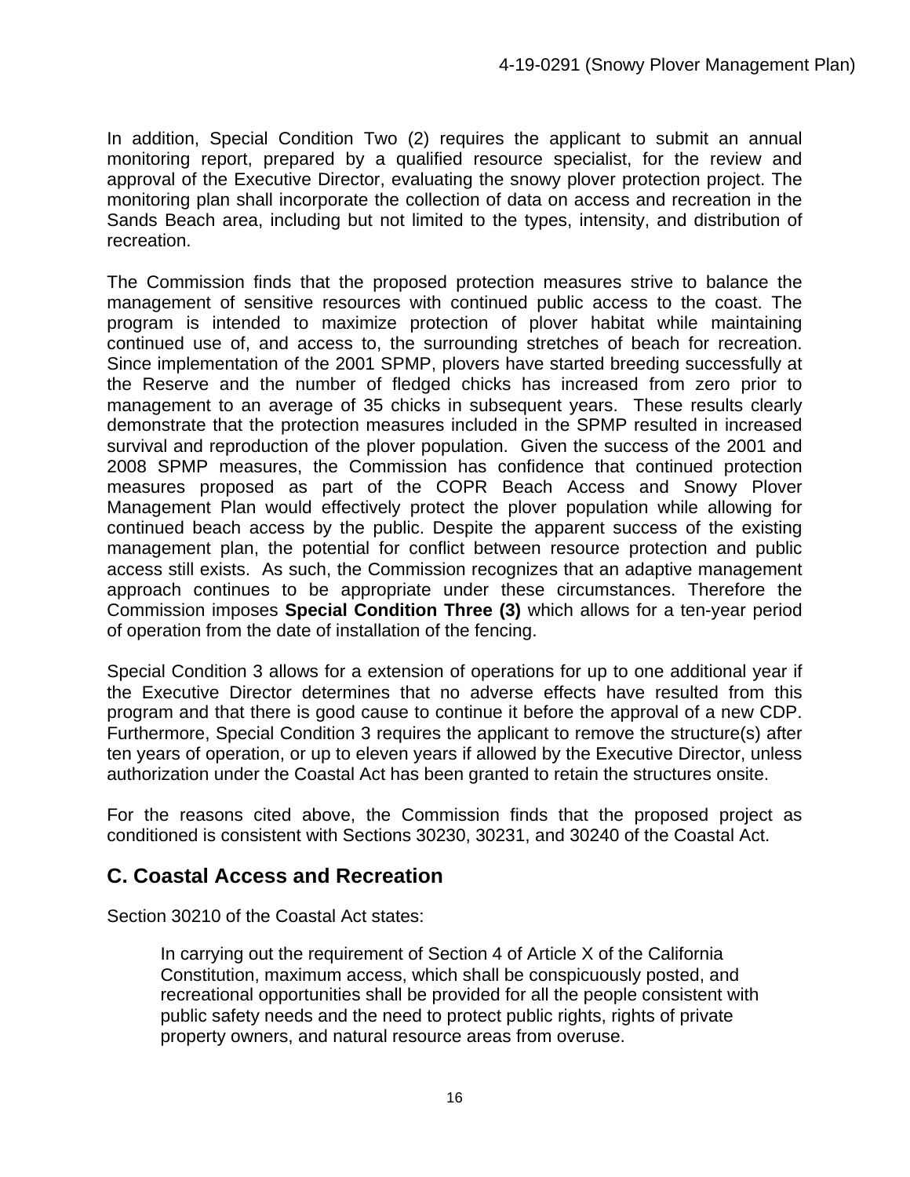In addition, Special Condition Two (2) requires the applicant to submit an annual monitoring report, prepared by a qualified resource specialist, for the review and approval of the Executive Director, evaluating the snowy plover protection project. The monitoring plan shall incorporate the collection of data on access and recreation in the Sands Beach area, including but not limited to the types, intensity, and distribution of recreation.

The Commission finds that the proposed protection measures strive to balance the management of sensitive resources with continued public access to the coast. The program is intended to maximize protection of plover habitat while maintaining continued use of, and access to, the surrounding stretches of beach for recreation. Since implementation of the 2001 SPMP, plovers have started breeding successfully at the Reserve and the number of fledged chicks has increased from zero prior to management to an average of 35 chicks in subsequent years. These results clearly demonstrate that the protection measures included in the SPMP resulted in increased survival and reproduction of the plover population. Given the success of the 2001 and 2008 SPMP measures, the Commission has confidence that continued protection measures proposed as part of the COPR Beach Access and Snowy Plover Management Plan would effectively protect the plover population while allowing for continued beach access by the public. Despite the apparent success of the existing management plan, the potential for conflict between resource protection and public access still exists. As such, the Commission recognizes that an adaptive management approach continues to be appropriate under these circumstances. Therefore the Commission imposes **Special Condition Three (3)** which allows for a ten-year period of operation from the date of installation of the fencing.

Special Condition 3 allows for a extension of operations for up to one additional year if the Executive Director determines that no adverse effects have resulted from this program and that there is good cause to continue it before the approval of a new CDP. Furthermore, Special Condition 3 requires the applicant to remove the structure(s) after ten years of operation, or up to eleven years if allowed by the Executive Director, unless authorization under the Coastal Act has been granted to retain the structures onsite.

For the reasons cited above, the Commission finds that the proposed project as conditioned is consistent with Sections 30230, 30231, and 30240 of the Coastal Act.

## C. Coastal Access and Recreation

Section 30210 of the Coastal Act states:

> In carrying out the requirement of Section 4 of Article X of the California Constitution, maximum access, which shall be conspicuously posted, and recreational opportunities shall be provided for all the people consistent with public safety needs and the need to protect public rights, rights of private property owners, and natural resource areas from overuse.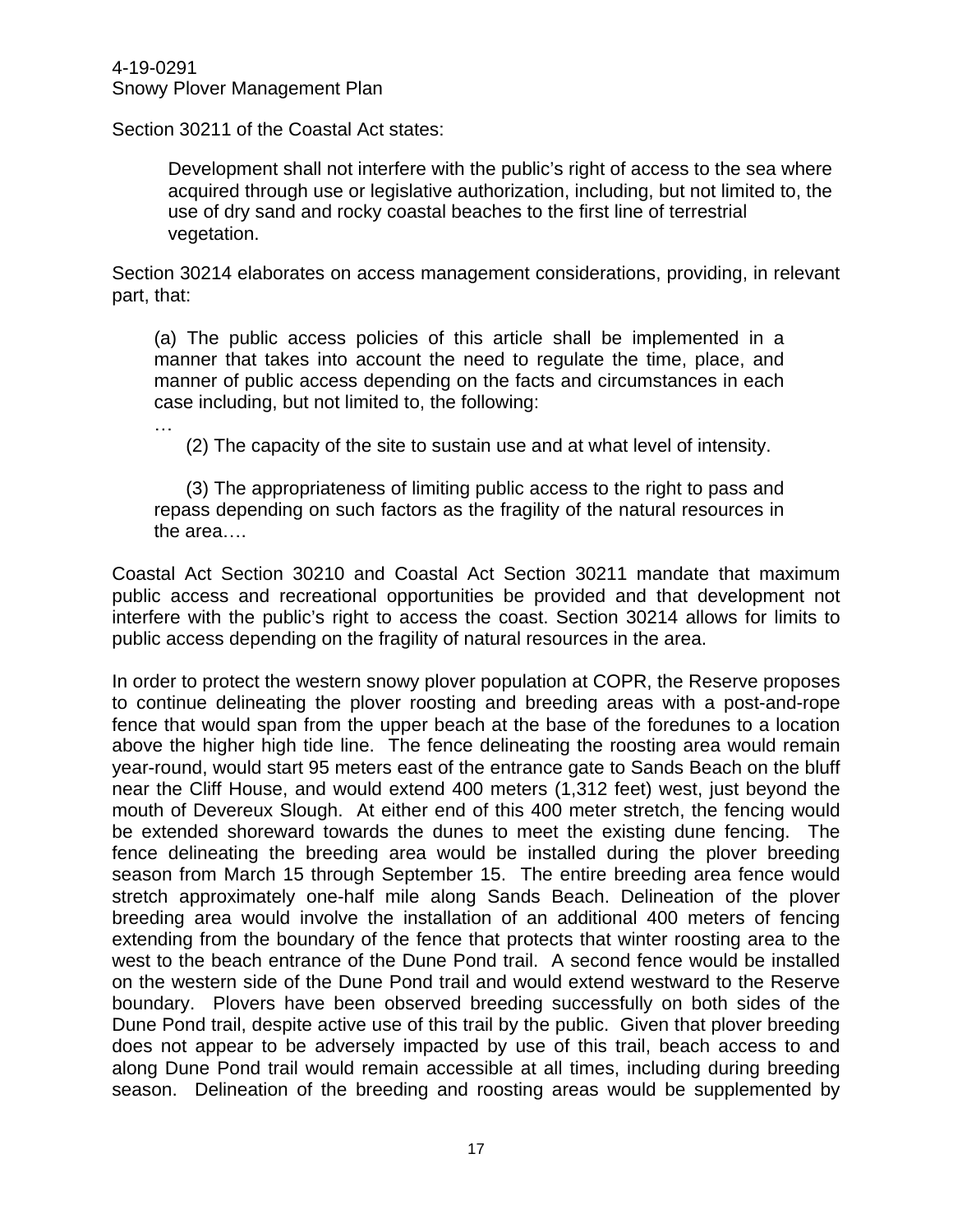Section 30211 of the Coastal Act states:

> Development shall not interfere with the public's right of access to the sea where acquired through use or legislative authorization, including, but not limited to, the use of dry sand and rocky coastal beaches to the first line of terrestrial vegetation.

Section 30214 elaborates on access management considerations, providing, in relevant part, that:

> (a) The public access policies of this article shall be implemented in a manner that takes into account the need to regulate the time, place, and manner of public access depending on the facts and circumstances in each case including, but not limited to, the following:
>
> …
>
> (2) The capacity of the site to sustain use and at what level of intensity.
>
> (3) The appropriateness of limiting public access to the right to pass and repass depending on such factors as the fragility of the natural resources in the area….

Coastal Act Section 30210 and Coastal Act Section 30211 mandate that maximum public access and recreational opportunities be provided and that development not interfere with the public's right to access the coast. Section 30214 allows for limits to public access depending on the fragility of natural resources in the area.

In order to protect the western snowy plover population at COPR, the Reserve proposes to continue delineating the plover roosting and breeding areas with a post-and-rope fence that would span from the upper beach at the base of the foredunes to a location above the higher high tide line. The fence delineating the roosting area would remain year-round, would start 95 meters east of the entrance gate to Sands Beach on the bluff near the Cliff House, and would extend 400 meters (1,312 feet) west, just beyond the mouth of Devereux Slough. At either end of this 400 meter stretch, the fencing would be extended shoreward towards the dunes to meet the existing dune fencing. The fence delineating the breeding area would be installed during the plover breeding season from March 15 through September 15. The entire breeding area fence would stretch approximately one-half mile along Sands Beach. Delineation of the plover breeding area would involve the installation of an additional 400 meters of fencing extending from the boundary of the fence that protects that winter roosting area to the west to the beach entrance of the Dune Pond trail. A second fence would be installed on the western side of the Dune Pond trail and would extend westward to the Reserve boundary. Plovers have been observed breeding successfully on both sides of the Dune Pond trail, despite active use of this trail by the public. Given that plover breeding does not appear to be adversely impacted by use of this trail, beach access to and along Dune Pond trail would remain accessible at all times, including during breeding season. Delineation of the breeding and roosting areas would be supplemented by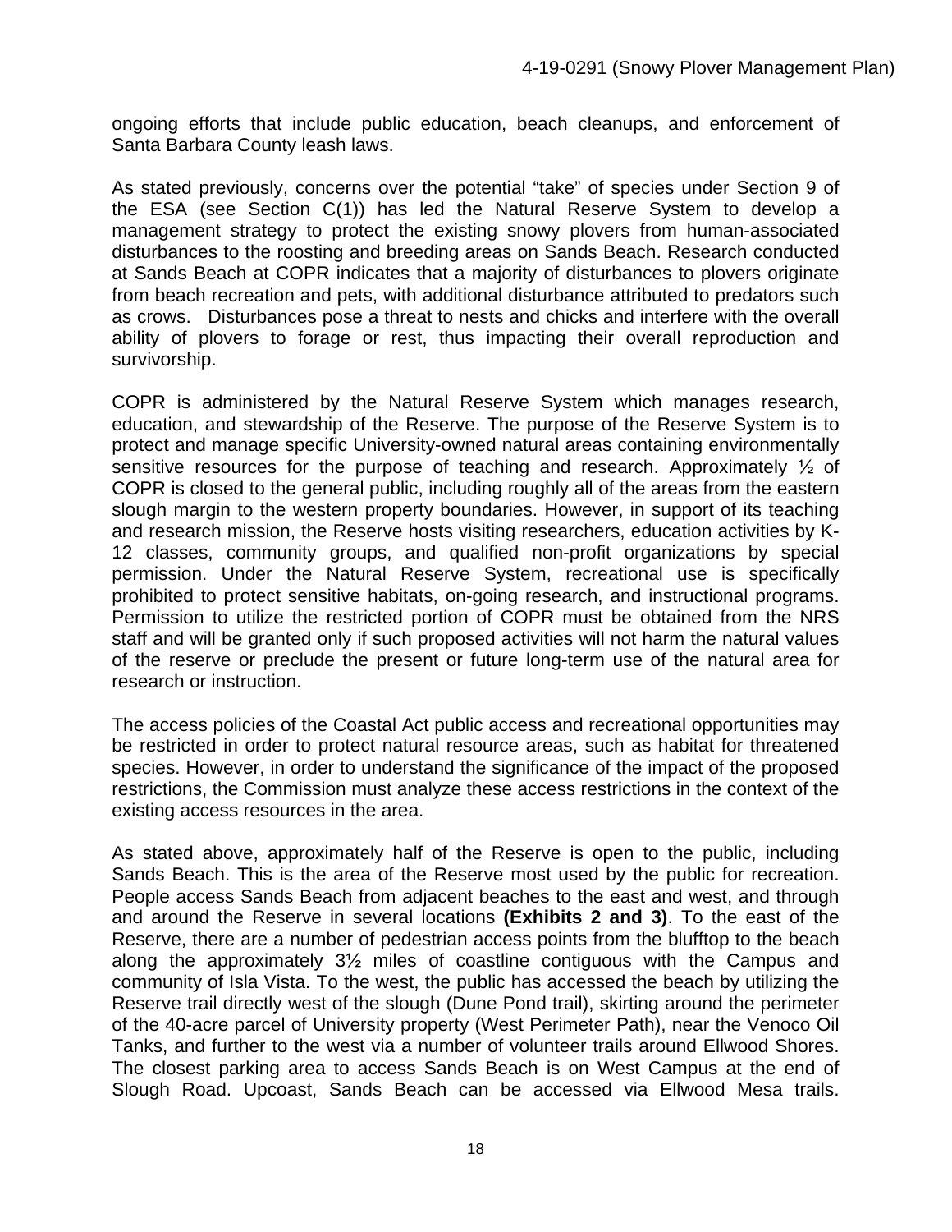ongoing efforts that include public education, beach cleanups, and enforcement of Santa Barbara County leash laws.

As stated previously, concerns over the potential "take" of species under Section 9 of the ESA (see Section C(1)) has led the Natural Reserve System to develop a management strategy to protect the existing snowy plovers from human-associated disturbances to the roosting and breeding areas on Sands Beach. Research conducted at Sands Beach at COPR indicates that a majority of disturbances to plovers originate from beach recreation and pets, with additional disturbance attributed to predators such as crows. Disturbances pose a threat to nests and chicks and interfere with the overall ability of plovers to forage or rest, thus impacting their overall reproduction and survivorship.

COPR is administered by the Natural Reserve System which manages research, education, and stewardship of the Reserve. The purpose of the Reserve System is to protect and manage specific University-owned natural areas containing environmentally sensitive resources for the purpose of teaching and research. Approximately ½ of COPR is closed to the general public, including roughly all of the areas from the eastern slough margin to the western property boundaries. However, in support of its teaching and research mission, the Reserve hosts visiting researchers, education activities by K-12 classes, community groups, and qualified non-profit organizations by special permission. Under the Natural Reserve System, recreational use is specifically prohibited to protect sensitive habitats, on-going research, and instructional programs. Permission to utilize the restricted portion of COPR must be obtained from the NRS staff and will be granted only if such proposed activities will not harm the natural values of the reserve or preclude the present or future long-term use of the natural area for research or instruction.

The access policies of the Coastal Act public access and recreational opportunities may be restricted in order to protect natural resource areas, such as habitat for threatened species. However, in order to understand the significance of the impact of the proposed restrictions, the Commission must analyze these access restrictions in the context of the existing access resources in the area.

As stated above, approximately half of the Reserve is open to the public, including Sands Beach. This is the area of the Reserve most used by the public for recreation. People access Sands Beach from adjacent beaches to the east and west, and through and around the Reserve in several locations **(Exhibits 2 and 3)**. To the east of the Reserve, there are a number of pedestrian access points from the blufftop to the beach along the approximately 3½ miles of coastline contiguous with the Campus and community of Isla Vista. To the west, the public has accessed the beach by utilizing the Reserve trail directly west of the slough (Dune Pond trail), skirting around the perimeter of the 40-acre parcel of University property (West Perimeter Path), near the Venoco Oil Tanks, and further to the west via a number of volunteer trails around Ellwood Shores. The closest parking area to access Sands Beach is on West Campus at the end of Slough Road. Upcoast, Sands Beach can be accessed via Ellwood Mesa trails.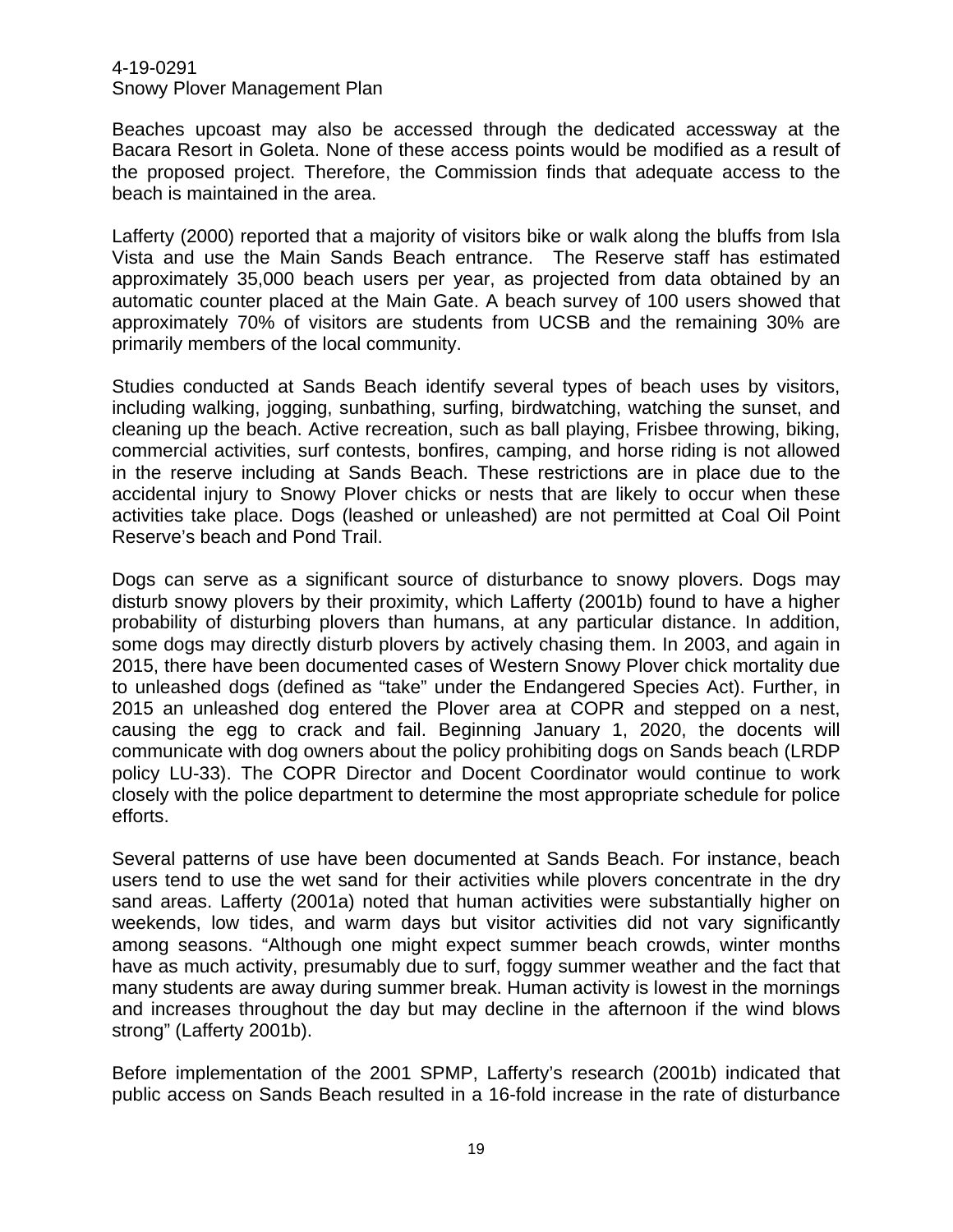Beaches upcoast may also be accessed through the dedicated accessway at the Bacara Resort in Goleta. None of these access points would be modified as a result of the proposed project. Therefore, the Commission finds that adequate access to the beach is maintained in the area.

Lafferty (2000) reported that a majority of visitors bike or walk along the bluffs from Isla Vista and use the Main Sands Beach entrance. The Reserve staff has estimated approximately 35,000 beach users per year, as projected from data obtained by an automatic counter placed at the Main Gate. A beach survey of 100 users showed that approximately 70% of visitors are students from UCSB and the remaining 30% are primarily members of the local community.

Studies conducted at Sands Beach identify several types of beach uses by visitors, including walking, jogging, sunbathing, surfing, birdwatching, watching the sunset, and cleaning up the beach. Active recreation, such as ball playing, Frisbee throwing, biking, commercial activities, surf contests, bonfires, camping, and horse riding is not allowed in the reserve including at Sands Beach. These restrictions are in place due to the accidental injury to Snowy Plover chicks or nests that are likely to occur when these activities take place. Dogs (leashed or unleashed) are not permitted at Coal Oil Point Reserve's beach and Pond Trail.

Dogs can serve as a significant source of disturbance to snowy plovers. Dogs may disturb snowy plovers by their proximity, which Lafferty (2001b) found to have a higher probability of disturbing plovers than humans, at any particular distance. In addition, some dogs may directly disturb plovers by actively chasing them. In 2003, and again in 2015, there have been documented cases of Western Snowy Plover chick mortality due to unleashed dogs (defined as "take" under the Endangered Species Act). Further, in 2015 an unleashed dog entered the Plover area at COPR and stepped on a nest, causing the egg to crack and fail. Beginning January 1, 2020, the docents will communicate with dog owners about the policy prohibiting dogs on Sands beach (LRDP policy LU-33). The COPR Director and Docent Coordinator would continue to work closely with the police department to determine the most appropriate schedule for police efforts.

Several patterns of use have been documented at Sands Beach. For instance, beach users tend to use the wet sand for their activities while plovers concentrate in the dry sand areas. Lafferty (2001a) noted that human activities were substantially higher on weekends, low tides, and warm days but visitor activities did not vary significantly among seasons. "Although one might expect summer beach crowds, winter months have as much activity, presumably due to surf, foggy summer weather and the fact that many students are away during summer break. Human activity is lowest in the mornings and increases throughout the day but may decline in the afternoon if the wind blows strong" (Lafferty 2001b).

Before implementation of the 2001 SPMP, Lafferty's research (2001b) indicated that public access on Sands Beach resulted in a 16-fold increase in the rate of disturbance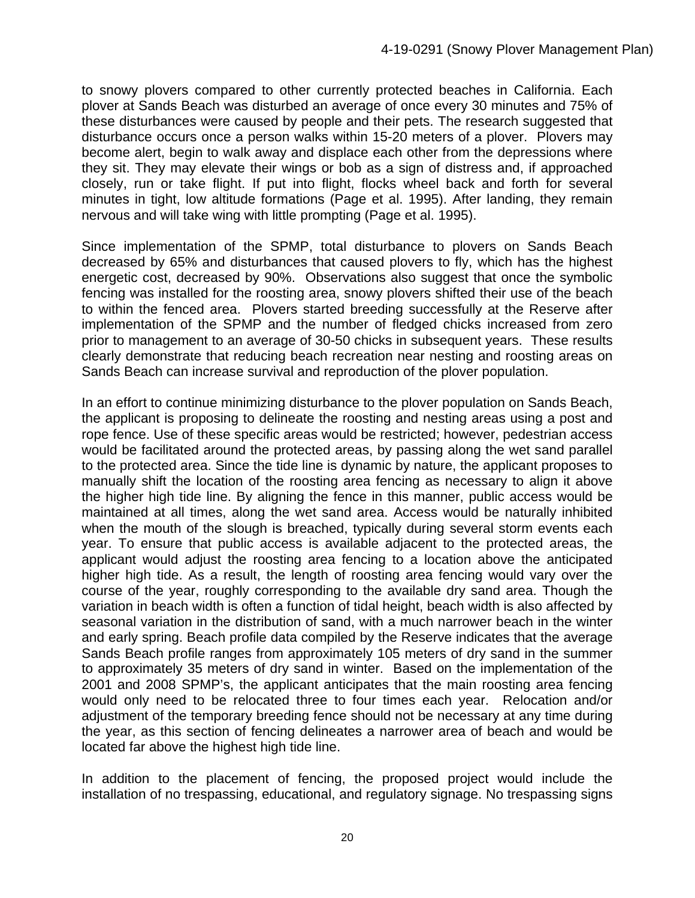to snowy plovers compared to other currently protected beaches in California. Each plover at Sands Beach was disturbed an average of once every 30 minutes and 75% of these disturbances were caused by people and their pets. The research suggested that disturbance occurs once a person walks within 15-20 meters of a plover. Plovers may become alert, begin to walk away and displace each other from the depressions where they sit. They may elevate their wings or bob as a sign of distress and, if approached closely, run or take flight. If put into flight, flocks wheel back and forth for several minutes in tight, low altitude formations (Page et al. 1995). After landing, they remain nervous and will take wing with little prompting (Page et al. 1995).

Since implementation of the SPMP, total disturbance to plovers on Sands Beach decreased by 65% and disturbances that caused plovers to fly, which has the highest energetic cost, decreased by 90%. Observations also suggest that once the symbolic fencing was installed for the roosting area, snowy plovers shifted their use of the beach to within the fenced area. Plovers started breeding successfully at the Reserve after implementation of the SPMP and the number of fledged chicks increased from zero prior to management to an average of 30-50 chicks in subsequent years. These results clearly demonstrate that reducing beach recreation near nesting and roosting areas on Sands Beach can increase survival and reproduction of the plover population.

In an effort to continue minimizing disturbance to the plover population on Sands Beach, the applicant is proposing to delineate the roosting and nesting areas using a post and rope fence. Use of these specific areas would be restricted; however, pedestrian access would be facilitated around the protected areas, by passing along the wet sand parallel to the protected area. Since the tide line is dynamic by nature, the applicant proposes to manually shift the location of the roosting area fencing as necessary to align it above the higher high tide line. By aligning the fence in this manner, public access would be maintained at all times, along the wet sand area. Access would be naturally inhibited when the mouth of the slough is breached, typically during several storm events each year. To ensure that public access is available adjacent to the protected areas, the applicant would adjust the roosting area fencing to a location above the anticipated higher high tide. As a result, the length of roosting area fencing would vary over the course of the year, roughly corresponding to the available dry sand area. Though the variation in beach width is often a function of tidal height, beach width is also affected by seasonal variation in the distribution of sand, with a much narrower beach in the winter and early spring. Beach profile data compiled by the Reserve indicates that the average Sands Beach profile ranges from approximately 105 meters of dry sand in the summer to approximately 35 meters of dry sand in winter. Based on the implementation of the 2001 and 2008 SPMP's, the applicant anticipates that the main roosting area fencing would only need to be relocated three to four times each year. Relocation and/or adjustment of the temporary breeding fence should not be necessary at any time during the year, as this section of fencing delineates a narrower area of beach and would be located far above the highest high tide line.

In addition to the placement of fencing, the proposed project would include the installation of no trespassing, educational, and regulatory signage. No trespassing signs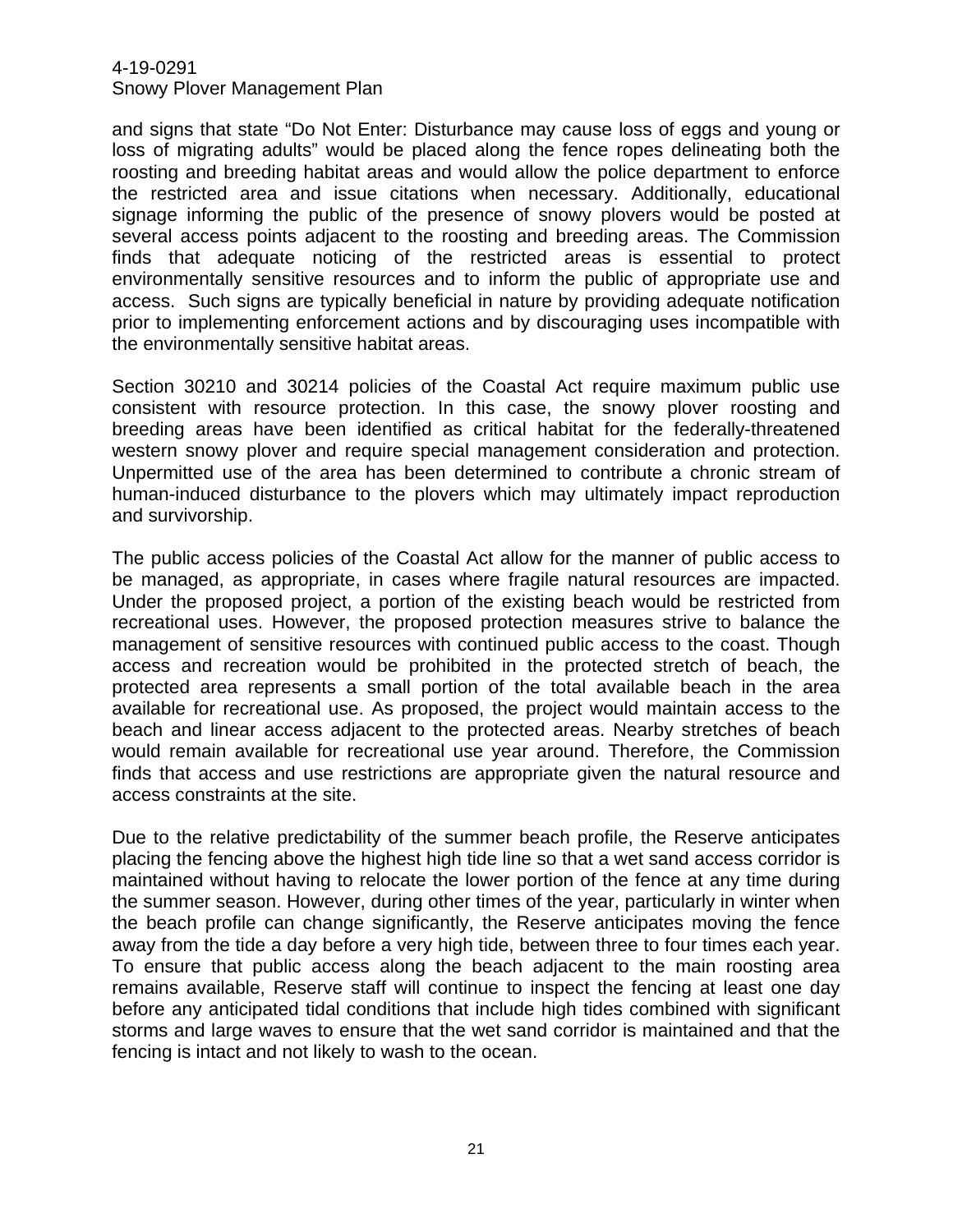and signs that state “Do Not Enter: Disturbance may cause loss of eggs and young or loss of migrating adults” would be placed along the fence ropes delineating both the roosting and breeding habitat areas and would allow the police department to enforce the restricted area and issue citations when necessary. Additionally, educational signage informing the public of the presence of snowy plovers would be posted at several access points adjacent to the roosting and breeding areas. The Commission finds that adequate noticing of the restricted areas is essential to protect environmentally sensitive resources and to inform the public of appropriate use and access. Such signs are typically beneficial in nature by providing adequate notification prior to implementing enforcement actions and by discouraging uses incompatible with the environmentally sensitive habitat areas.

Section 30210 and 30214 policies of the Coastal Act require maximum public use consistent with resource protection. In this case, the snowy plover roosting and breeding areas have been identified as critical habitat for the federally-threatened western snowy plover and require special management consideration and protection. Unpermitted use of the area has been determined to contribute a chronic stream of human-induced disturbance to the plovers which may ultimately impact reproduction and survivorship.

The public access policies of the Coastal Act allow for the manner of public access to be managed, as appropriate, in cases where fragile natural resources are impacted. Under the proposed project, a portion of the existing beach would be restricted from recreational uses. However, the proposed protection measures strive to balance the management of sensitive resources with continued public access to the coast. Though access and recreation would be prohibited in the protected stretch of beach, the protected area represents a small portion of the total available beach in the area available for recreational use. As proposed, the project would maintain access to the beach and linear access adjacent to the protected areas. Nearby stretches of beach would remain available for recreational use year around. Therefore, the Commission finds that access and use restrictions are appropriate given the natural resource and access constraints at the site.

Due to the relative predictability of the summer beach profile, the Reserve anticipates placing the fencing above the highest high tide line so that a wet sand access corridor is maintained without having to relocate the lower portion of the fence at any time during the summer season. However, during other times of the year, particularly in winter when the beach profile can change significantly, the Reserve anticipates moving the fence away from the tide a day before a very high tide, between three to four times each year. To ensure that public access along the beach adjacent to the main roosting area remains available, Reserve staff will continue to inspect the fencing at least one day before any anticipated tidal conditions that include high tides combined with significant storms and large waves to ensure that the wet sand corridor is maintained and that the fencing is intact and not likely to wash to the ocean.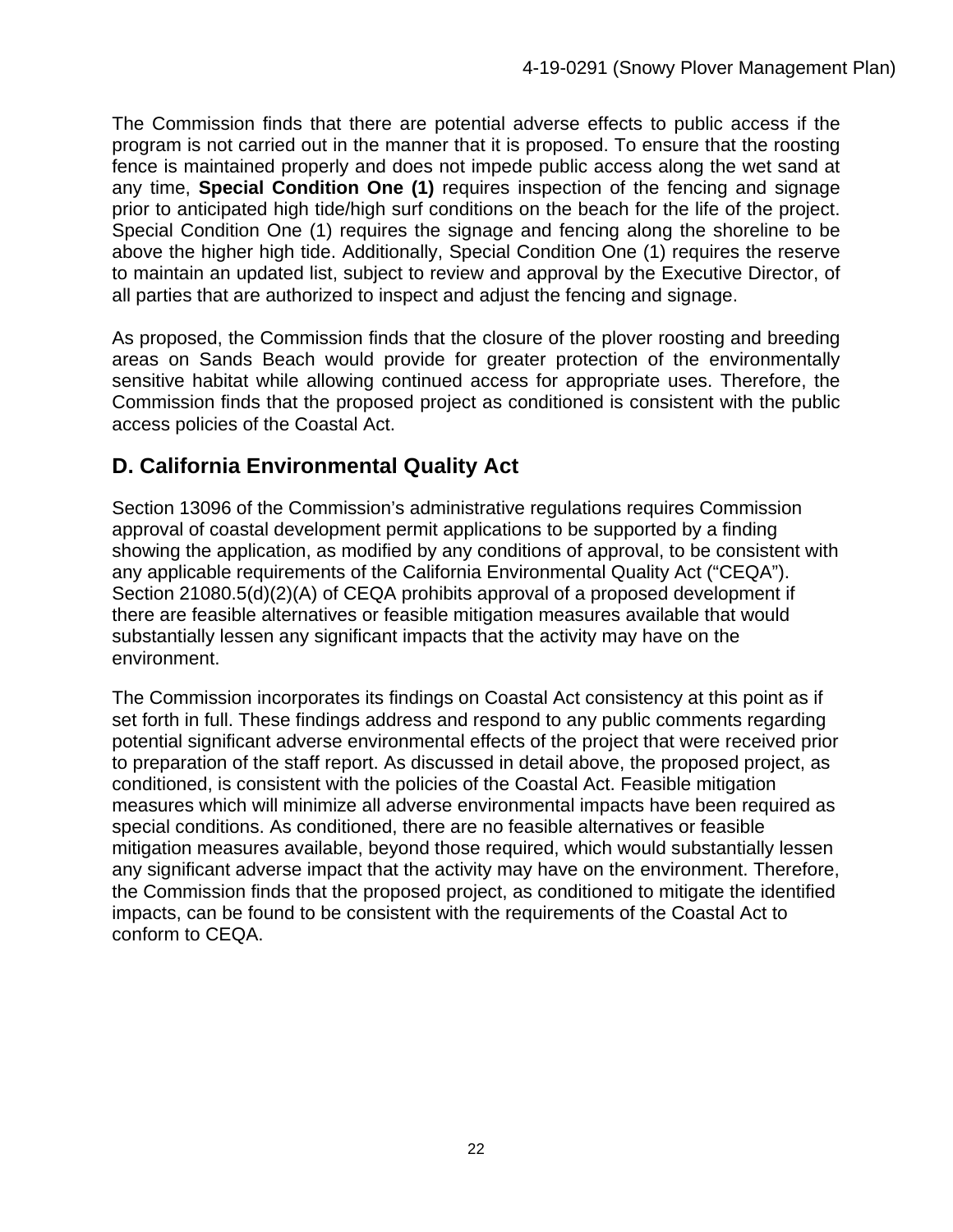The Commission finds that there are potential adverse effects to public access if the program is not carried out in the manner that it is proposed. To ensure that the roosting fence is maintained properly and does not impede public access along the wet sand at any time, **Special Condition One (1)** requires inspection of the fencing and signage prior to anticipated high tide/high surf conditions on the beach for the life of the project. Special Condition One (1) requires the signage and fencing along the shoreline to be above the higher high tide. Additionally, Special Condition One (1) requires the reserve to maintain an updated list, subject to review and approval by the Executive Director, of all parties that are authorized to inspect and adjust the fencing and signage.

As proposed, the Commission finds that the closure of the plover roosting and breeding areas on Sands Beach would provide for greater protection of the environmentally sensitive habitat while allowing continued access for appropriate uses. Therefore, the Commission finds that the proposed project as conditioned is consistent with the public access policies of the Coastal Act.

## D. California Environmental Quality Act

Section 13096 of the Commission's administrative regulations requires Commission approval of coastal development permit applications to be supported by a finding showing the application, as modified by any conditions of approval, to be consistent with any applicable requirements of the California Environmental Quality Act ("CEQA"). Section 21080.5(d)(2)(A) of CEQA prohibits approval of a proposed development if there are feasible alternatives or feasible mitigation measures available that would substantially lessen any significant impacts that the activity may have on the environment.

The Commission incorporates its findings on Coastal Act consistency at this point as if set forth in full. These findings address and respond to any public comments regarding potential significant adverse environmental effects of the project that were received prior to preparation of the staff report. As discussed in detail above, the proposed project, as conditioned, is consistent with the policies of the Coastal Act. Feasible mitigation measures which will minimize all adverse environmental impacts have been required as special conditions. As conditioned, there are no feasible alternatives or feasible mitigation measures available, beyond those required, which would substantially lessen any significant adverse impact that the activity may have on the environment. Therefore, the Commission finds that the proposed project, as conditioned to mitigate the identified impacts, can be found to be consistent with the requirements of the Coastal Act to conform to CEQA.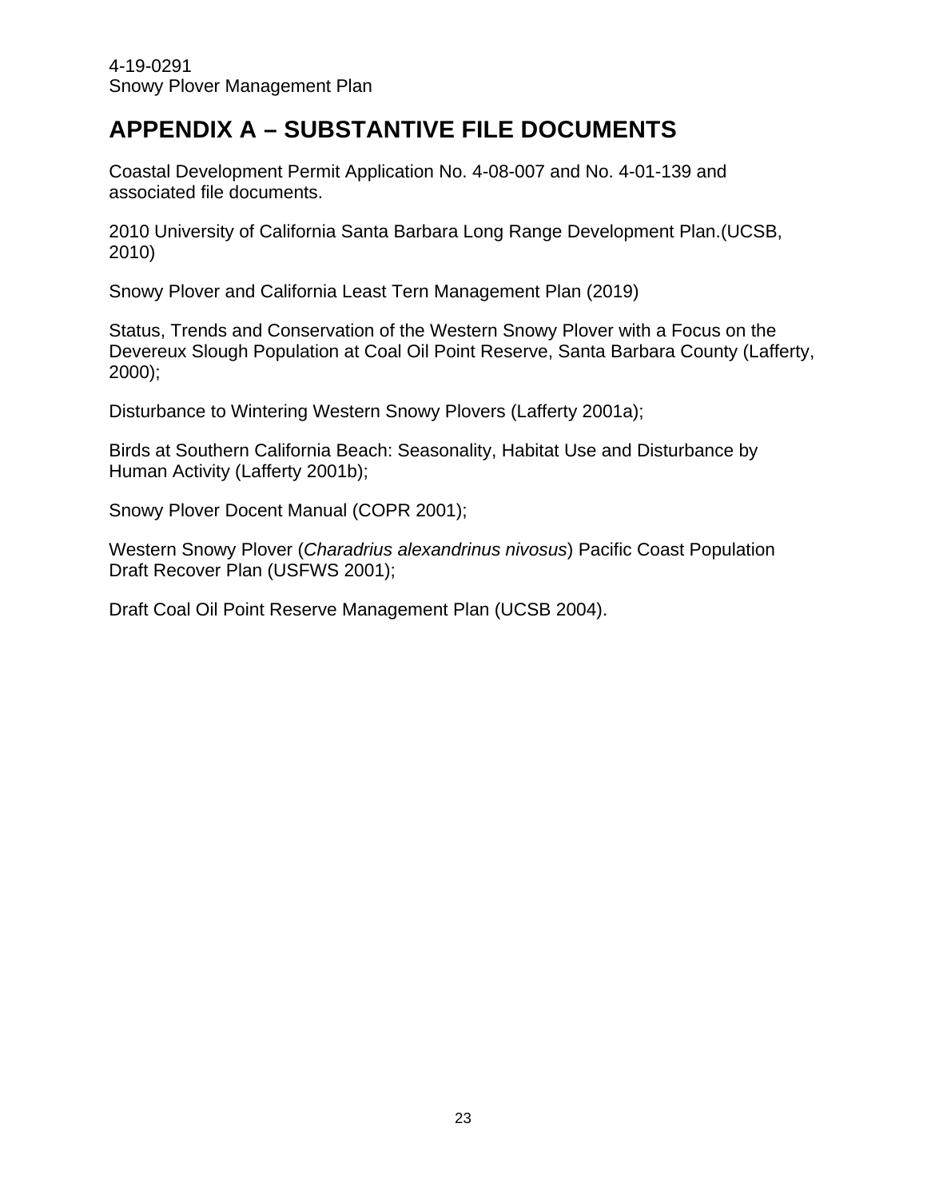# APPENDIX A – SUBSTANTIVE FILE DOCUMENTS

Coastal Development Permit Application No. 4-08-007 and No. 4-01-139 and associated file documents.

2010 University of California Santa Barbara Long Range Development Plan.(UCSB, 2010)

Snowy Plover and California Least Tern Management Plan (2019)

Status, Trends and Conservation of the Western Snowy Plover with a Focus on the Devereux Slough Population at Coal Oil Point Reserve, Santa Barbara County (Lafferty, 2000);

Disturbance to Wintering Western Snowy Plovers (Lafferty 2001a);

Birds at Southern California Beach: Seasonality, Habitat Use and Disturbance by Human Activity (Lafferty 2001b);

Snowy Plover Docent Manual (COPR 2001);

Western Snowy Plover (*Charadrius alexandrinus nivosus*) Pacific Coast Population Draft Recover Plan (USFWS 2001);

Draft Coal Oil Point Reserve Management Plan (UCSB 2004).